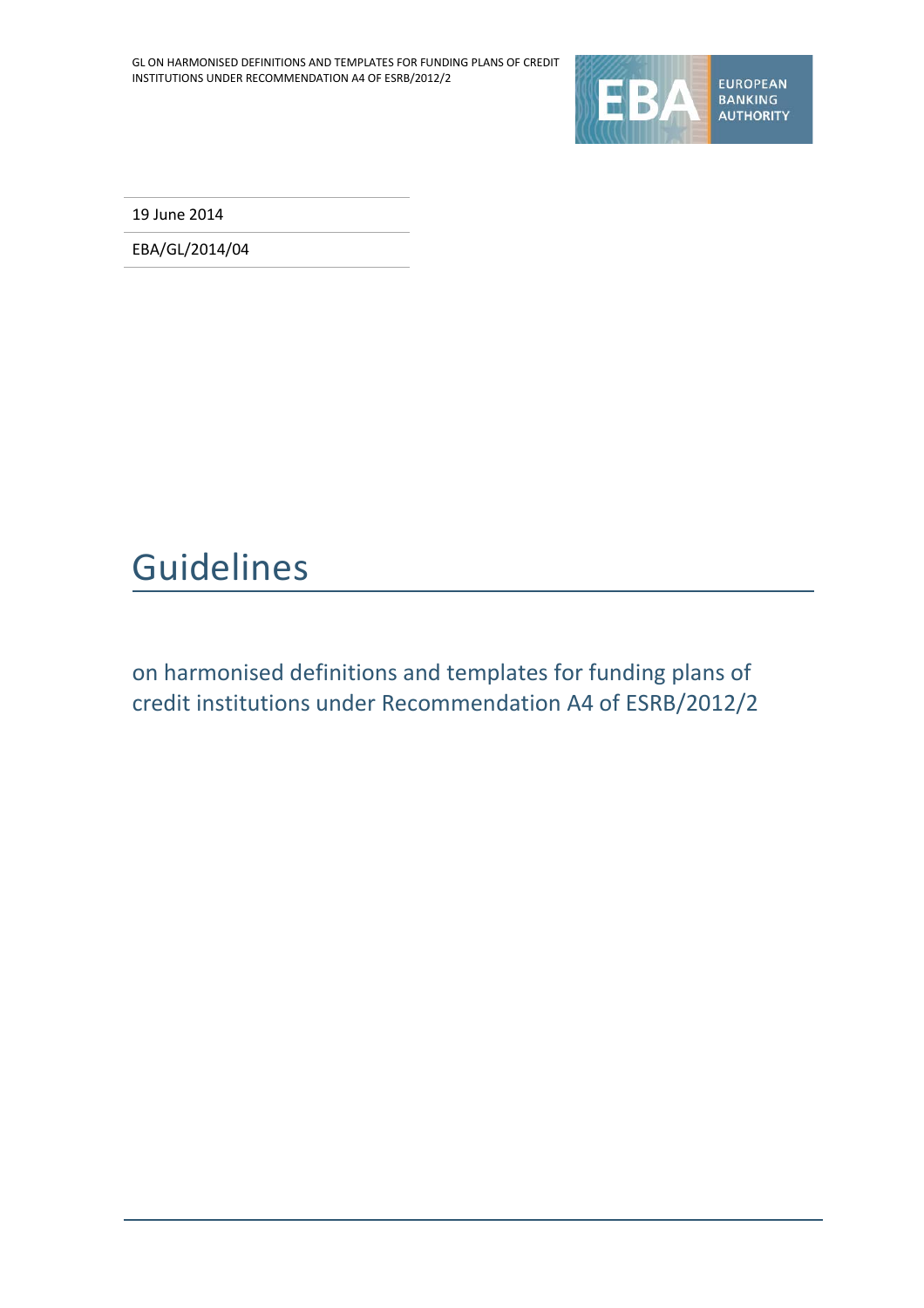19 June 2014

EBA/GL/2014/04

# Guidelines

## on harmonised definitions and templates for funding plans of credit institutions under Recommendation A4 of ESRB/2012/2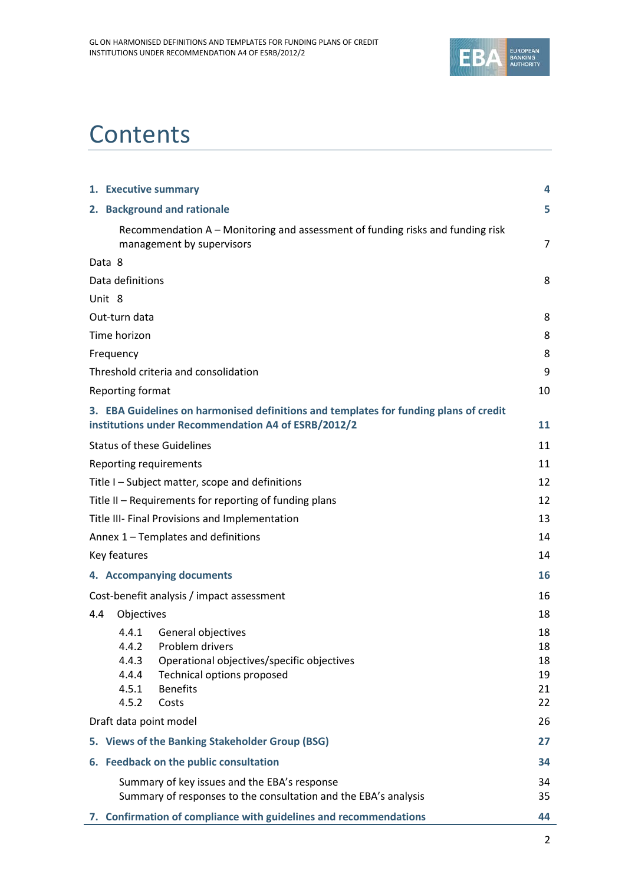# Contents

| | |
|---|---|
| **1. Executive summary** | **4** |
| **2. Background and rationale** | **5** |
| Recommendation A – Monitoring and assessment of funding risks and funding risk management by supervisors | 7 |
| Data 8 | |
| Data definitions | 8 |
| Unit 8 | |
| Out-turn data | 8 |
| Time horizon | 8 |
| Frequency | 8 |
| Threshold criteria and consolidation | 9 |
| Reporting format | 10 |
| **3. EBA Guidelines on harmonised definitions and templates for funding plans of credit institutions under Recommendation A4 of ESRB/2012/2** | **11** |
| Status of these Guidelines | 11 |
| Reporting requirements | 11 |
| Title I – Subject matter, scope and definitions | 12 |
| Title II – Requirements for reporting of funding plans | 12 |
| Title III- Final Provisions and Implementation | 13 |
| Annex 1 – Templates and definitions | 14 |
| Key features | 14 |
| **4. Accompanying documents** | **16** |
| Cost-benefit analysis / impact assessment | 16 |
| 4.4 Objectives | 18 |
| 4.4.1 General objectives | 18 |
| 4.4.2 Problem drivers | 18 |
| 4.4.3 Operational objectives/specific objectives | 18 |
| 4.4.4 Technical options proposed | 19 |
| 4.5.1 Benefits | 21 |
| 4.5.2 Costs | 22 |
| Draft data point model | 26 |
| **5. Views of the Banking Stakeholder Group (BSG)** | **27** |
| **6. Feedback on the public consultation** | **34** |
| Summary of key issues and the EBA's response | 34 |
| Summary of responses to the consultation and the EBA's analysis | 35 |
| **7. Confirmation of compliance with guidelines and recommendations** | **44** |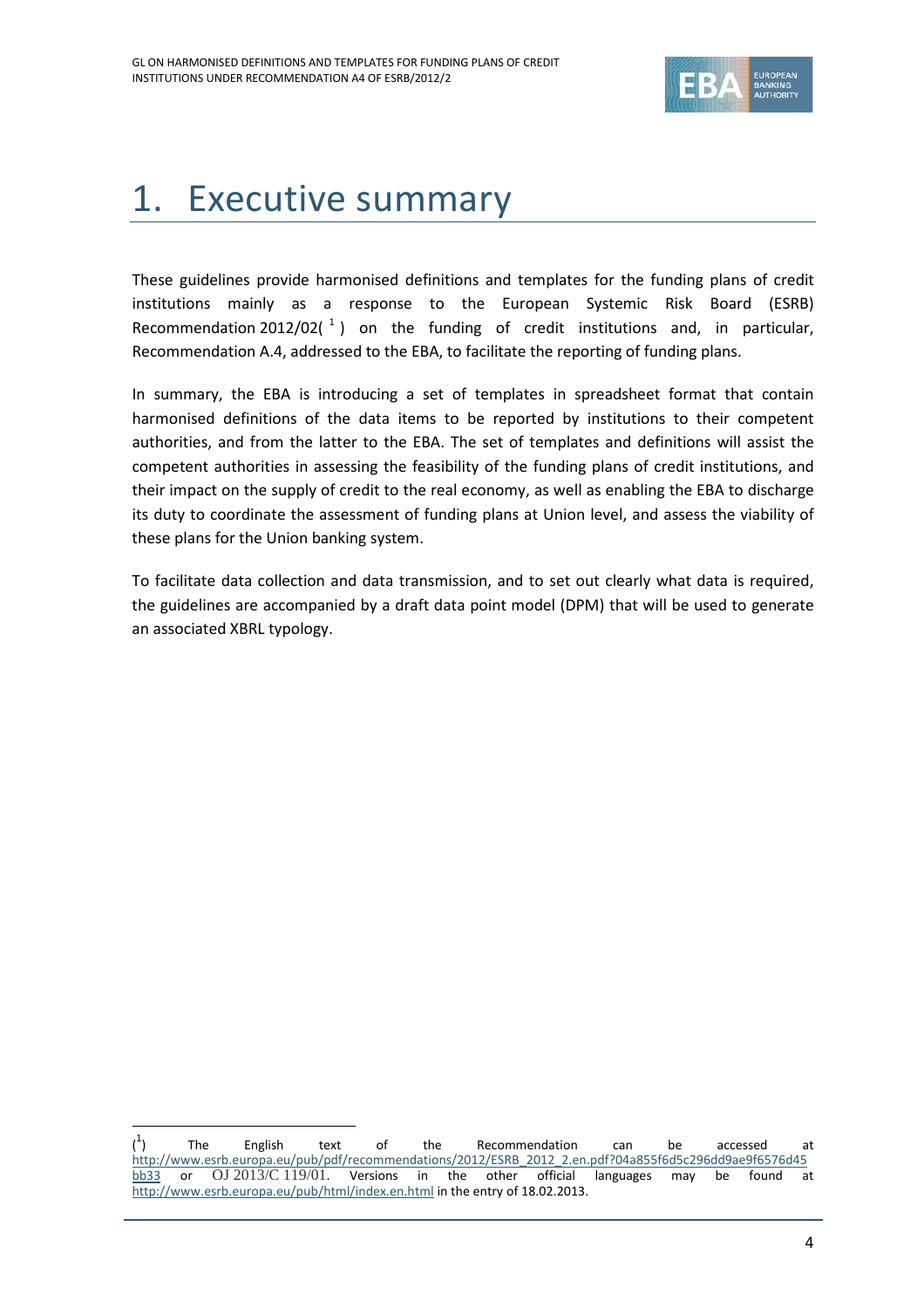# 1. Executive summary

These guidelines provide harmonised definitions and templates for the funding plans of credit institutions mainly as a response to the European Systemic Risk Board (ESRB) Recommendation 2012/02([1]) on the funding of credit institutions and, in particular, Recommendation A.4, addressed to the EBA, to facilitate the reporting of funding plans.

In summary, the EBA is introducing a set of templates in spreadsheet format that contain harmonised definitions of the data items to be reported by institutions to their competent authorities, and from the latter to the EBA. The set of templates and definitions will assist the competent authorities in assessing the feasibility of the funding plans of credit institutions, and their impact on the supply of credit to the real economy, as well as enabling the EBA to discharge its duty to coordinate the assessment of funding plans at Union level, and assess the viability of these plans for the Union banking system.

To facilitate data collection and data transmission, and to set out clearly what data is required, the guidelines are accompanied by a draft data point model (DPM) that will be used to generate an associated XBRL typology.

---

([1]) The English text of the Recommendation can be accessed at http://www.esrb.europa.eu/pub/pdf/recommendations/2012/ESRB_2012_2.en.pdf?04a855f6d5c296dd9ae9f6576d45bb33 or OJ 2013/C 119/01. Versions in the other official languages may be found at http://www.esrb.europa.eu/pub/html/index.en.html in the entry of 18.02.2013.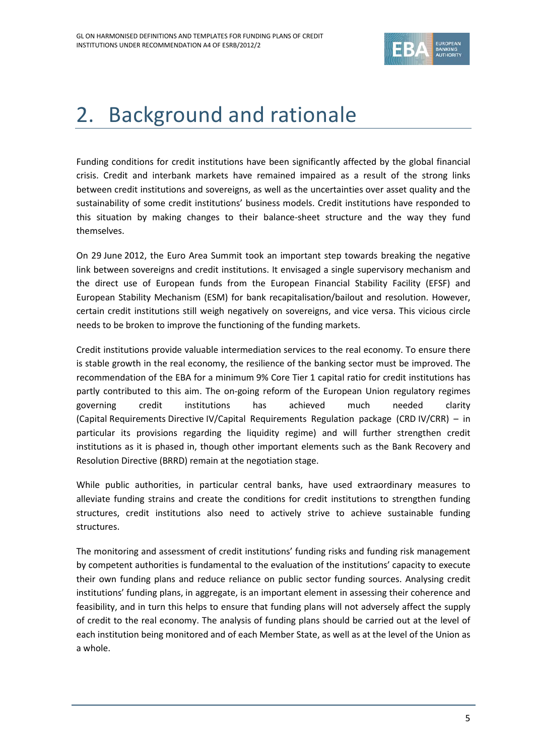# 2. Background and rationale

Funding conditions for credit institutions have been significantly affected by the global financial crisis. Credit and interbank markets have remained impaired as a result of the strong links between credit institutions and sovereigns, as well as the uncertainties over asset quality and the sustainability of some credit institutions' business models. Credit institutions have responded to this situation by making changes to their balance-sheet structure and the way they fund themselves.

On 29 June 2012, the Euro Area Summit took an important step towards breaking the negative link between sovereigns and credit institutions. It envisaged a single supervisory mechanism and the direct use of European funds from the European Financial Stability Facility (EFSF) and European Stability Mechanism (ESM) for bank recapitalisation/bailout and resolution. However, certain credit institutions still weigh negatively on sovereigns, and vice versa. This vicious circle needs to be broken to improve the functioning of the funding markets.

Credit institutions provide valuable intermediation services to the real economy. To ensure there is stable growth in the real economy, the resilience of the banking sector must be improved. The recommendation of the EBA for a minimum 9% Core Tier 1 capital ratio for credit institutions has partly contributed to this aim. The on-going reform of the European Union regulatory regimes governing credit institutions has achieved much needed clarity (Capital Requirements Directive IV/Capital Requirements Regulation package (CRD IV/CRR) – in particular its provisions regarding the liquidity regime) and will further strengthen credit institutions as it is phased in, though other important elements such as the Bank Recovery and Resolution Directive (BRRD) remain at the negotiation stage.

While public authorities, in particular central banks, have used extraordinary measures to alleviate funding strains and create the conditions for credit institutions to strengthen funding structures, credit institutions also need to actively strive to achieve sustainable funding structures.

The monitoring and assessment of credit institutions' funding risks and funding risk management by competent authorities is fundamental to the evaluation of the institutions' capacity to execute their own funding plans and reduce reliance on public sector funding sources. Analysing credit institutions' funding plans, in aggregate, is an important element in assessing their coherence and feasibility, and in turn this helps to ensure that funding plans will not adversely affect the supply of credit to the real economy. The analysis of funding plans should be carried out at the level of each institution being monitored and of each Member State, as well as at the level of the Union as a whole.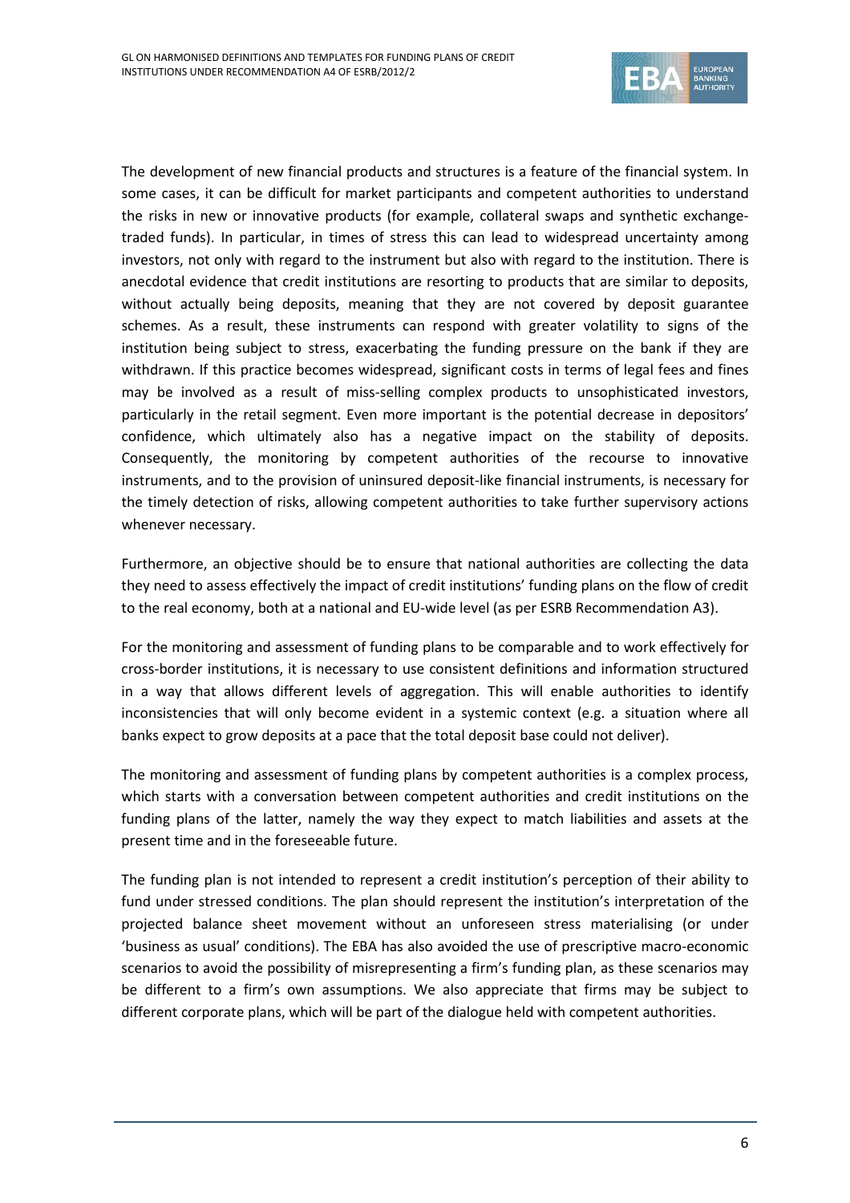The development of new financial products and structures is a feature of the financial system. In some cases, it can be difficult for market participants and competent authorities to understand the risks in new or innovative products (for example, collateral swaps and synthetic exchange-traded funds). In particular, in times of stress this can lead to widespread uncertainty among investors, not only with regard to the instrument but also with regard to the institution. There is anecdotal evidence that credit institutions are resorting to products that are similar to deposits, without actually being deposits, meaning that they are not covered by deposit guarantee schemes. As a result, these instruments can respond with greater volatility to signs of the institution being subject to stress, exacerbating the funding pressure on the bank if they are withdrawn. If this practice becomes widespread, significant costs in terms of legal fees and fines may be involved as a result of miss-selling complex products to unsophisticated investors, particularly in the retail segment. Even more important is the potential decrease in depositors' confidence, which ultimately also has a negative impact on the stability of deposits. Consequently, the monitoring by competent authorities of the recourse to innovative instruments, and to the provision of uninsured deposit-like financial instruments, is necessary for the timely detection of risks, allowing competent authorities to take further supervisory actions whenever necessary.

Furthermore, an objective should be to ensure that national authorities are collecting the data they need to assess effectively the impact of credit institutions' funding plans on the flow of credit to the real economy, both at a national and EU-wide level (as per ESRB Recommendation A3).

For the monitoring and assessment of funding plans to be comparable and to work effectively for cross-border institutions, it is necessary to use consistent definitions and information structured in a way that allows different levels of aggregation. This will enable authorities to identify inconsistencies that will only become evident in a systemic context (e.g. a situation where all banks expect to grow deposits at a pace that the total deposit base could not deliver).

The monitoring and assessment of funding plans by competent authorities is a complex process, which starts with a conversation between competent authorities and credit institutions on the funding plans of the latter, namely the way they expect to match liabilities and assets at the present time and in the foreseeable future.

The funding plan is not intended to represent a credit institution's perception of their ability to fund under stressed conditions. The plan should represent the institution's interpretation of the projected balance sheet movement without an unforeseen stress materialising (or under 'business as usual' conditions). The EBA has also avoided the use of prescriptive macro-economic scenarios to avoid the possibility of misrepresenting a firm's funding plan, as these scenarios may be different to a firm's own assumptions. We also appreciate that firms may be subject to different corporate plans, which will be part of the dialogue held with competent authorities.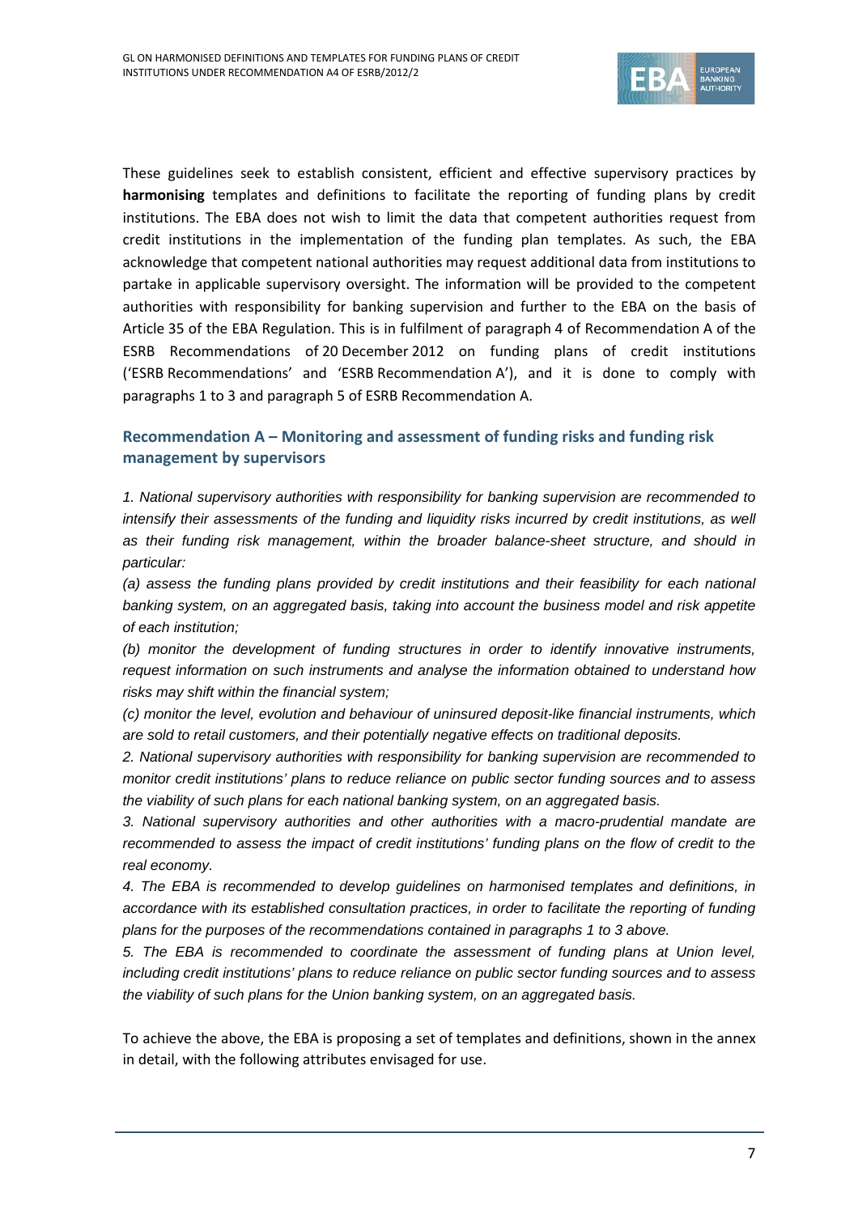These guidelines seek to establish consistent, efficient and effective supervisory practices by **harmonising** templates and definitions to facilitate the reporting of funding plans by credit institutions. The EBA does not wish to limit the data that competent authorities request from credit institutions in the implementation of the funding plan templates. As such, the EBA acknowledge that competent national authorities may request additional data from institutions to partake in applicable supervisory oversight. The information will be provided to the competent authorities with responsibility for banking supervision and further to the EBA on the basis of Article 35 of the EBA Regulation. This is in fulfilment of paragraph 4 of Recommendation A of the ESRB Recommendations of 20 December 2012 on funding plans of credit institutions ('ESRB Recommendations' and 'ESRB Recommendation A'), and it is done to comply with paragraphs 1 to 3 and paragraph 5 of ESRB Recommendation A.

## Recommendation A – Monitoring and assessment of funding risks and funding risk management by supervisors

*1. National supervisory authorities with responsibility for banking supervision are recommended to intensify their assessments of the funding and liquidity risks incurred by credit institutions, as well as their funding risk management, within the broader balance-sheet structure, and should in particular:*

*(a) assess the funding plans provided by credit institutions and their feasibility for each national banking system, on an aggregated basis, taking into account the business model and risk appetite of each institution;*

*(b) monitor the development of funding structures in order to identify innovative instruments, request information on such instruments and analyse the information obtained to understand how risks may shift within the financial system;*

*(c) monitor the level, evolution and behaviour of uninsured deposit-like financial instruments, which are sold to retail customers, and their potentially negative effects on traditional deposits.*

*2. National supervisory authorities with responsibility for banking supervision are recommended to monitor credit institutions' plans to reduce reliance on public sector funding sources and to assess the viability of such plans for each national banking system, on an aggregated basis.*

*3. National supervisory authorities and other authorities with a macro-prudential mandate are recommended to assess the impact of credit institutions' funding plans on the flow of credit to the real economy.*

*4. The EBA is recommended to develop guidelines on harmonised templates and definitions, in accordance with its established consultation practices, in order to facilitate the reporting of funding plans for the purposes of the recommendations contained in paragraphs 1 to 3 above.*

*5. The EBA is recommended to coordinate the assessment of funding plans at Union level, including credit institutions' plans to reduce reliance on public sector funding sources and to assess the viability of such plans for the Union banking system, on an aggregated basis.*

To achieve the above, the EBA is proposing a set of templates and definitions, shown in the annex in detail, with the following attributes envisaged for use.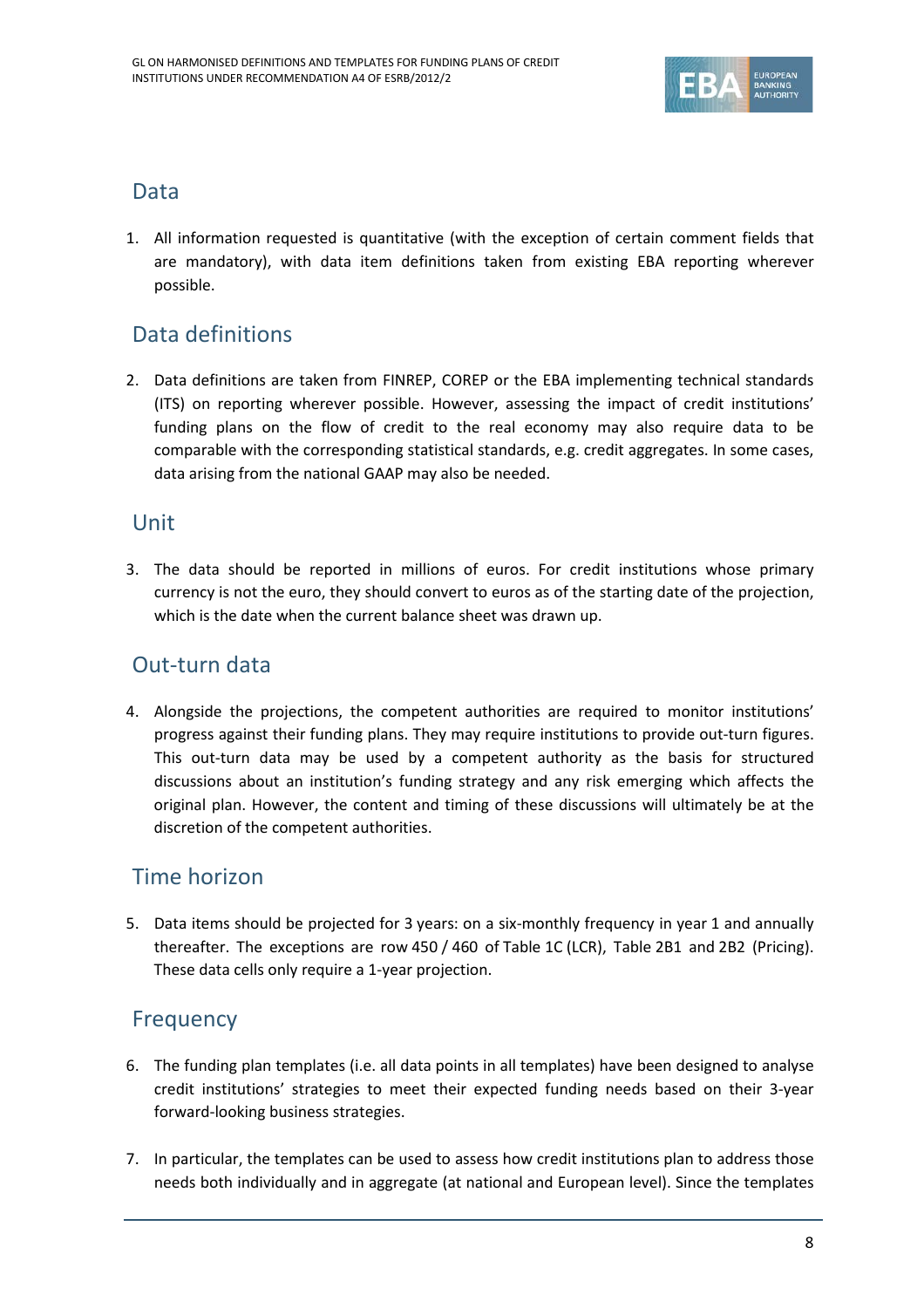## Data

1. All information requested is quantitative (with the exception of certain comment fields that are mandatory), with data item definitions taken from existing EBA reporting wherever possible.

## Data definitions

2. Data definitions are taken from FINREP, COREP or the EBA implementing technical standards (ITS) on reporting wherever possible. However, assessing the impact of credit institutions' funding plans on the flow of credit to the real economy may also require data to be comparable with the corresponding statistical standards, e.g. credit aggregates. In some cases, data arising from the national GAAP may also be needed.

## Unit

3. The data should be reported in millions of euros. For credit institutions whose primary currency is not the euro, they should convert to euros as of the starting date of the projection, which is the date when the current balance sheet was drawn up.

## Out-turn data

4. Alongside the projections, the competent authorities are required to monitor institutions' progress against their funding plans. They may require institutions to provide out-turn figures. This out-turn data may be used by a competent authority as the basis for structured discussions about an institution's funding strategy and any risk emerging which affects the original plan. However, the content and timing of these discussions will ultimately be at the discretion of the competent authorities.

## Time horizon

5. Data items should be projected for 3 years: on a six-monthly frequency in year 1 and annually thereafter. The exceptions are row 450 / 460 of Table 1C (LCR), Table 2B1 and 2B2 (Pricing). These data cells only require a 1-year projection.

## Frequency

6. The funding plan templates (i.e. all data points in all templates) have been designed to analyse credit institutions' strategies to meet their expected funding needs based on their 3-year forward-looking business strategies.

7. In particular, the templates can be used to assess how credit institutions plan to address those needs both individually and in aggregate (at national and European level). Since the templates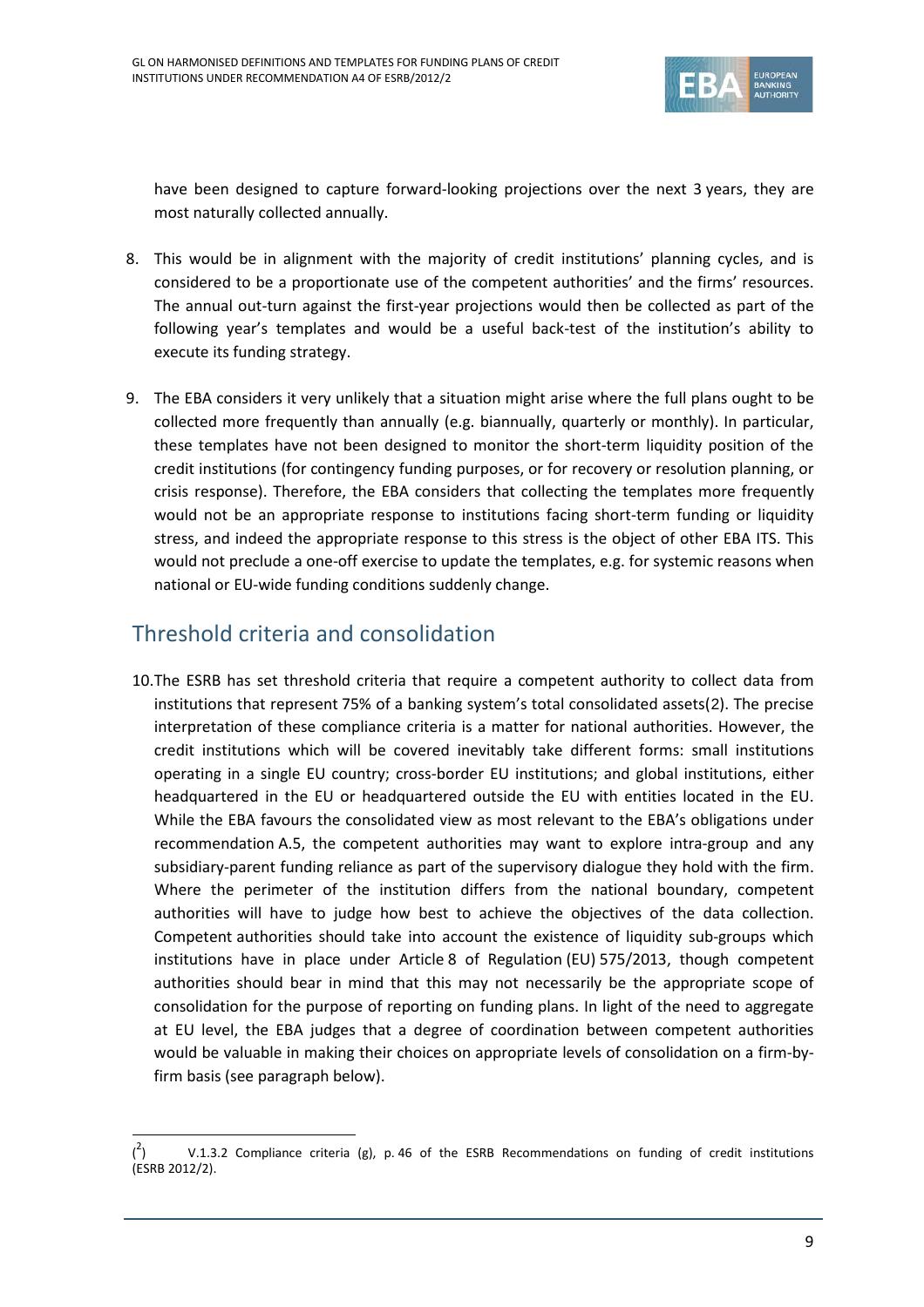have been designed to capture forward-looking projections over the next 3 years, they are most naturally collected annually.

8. This would be in alignment with the majority of credit institutions' planning cycles, and is considered to be a proportionate use of the competent authorities' and the firms' resources. The annual out-turn against the first-year projections would then be collected as part of the following year's templates and would be a useful back-test of the institution's ability to execute its funding strategy.

9. The EBA considers it very unlikely that a situation might arise where the full plans ought to be collected more frequently than annually (e.g. biannually, quarterly or monthly). In particular, these templates have not been designed to monitor the short-term liquidity position of the credit institutions (for contingency funding purposes, or for recovery or resolution planning, or crisis response). Therefore, the EBA considers that collecting the templates more frequently would not be an appropriate response to institutions facing short-term funding or liquidity stress, and indeed the appropriate response to this stress is the object of other EBA ITS. This would not preclude a one-off exercise to update the templates, e.g. for systemic reasons when national or EU-wide funding conditions suddenly change.

## Threshold criteria and consolidation

10. The ESRB has set threshold criteria that require a competent authority to collect data from institutions that represent 75% of a banking system's total consolidated assets(2). The precise interpretation of these compliance criteria is a matter for national authorities. However, the credit institutions which will be covered inevitably take different forms: small institutions operating in a single EU country; cross-border EU institutions; and global institutions, either headquartered in the EU or headquartered outside the EU with entities located in the EU. While the EBA favours the consolidated view as most relevant to the EBA's obligations under recommendation A.5, the competent authorities may want to explore intra-group and any subsidiary-parent funding reliance as part of the supervisory dialogue they hold with the firm. Where the perimeter of the institution differs from the national boundary, competent authorities will have to judge how best to achieve the objectives of the data collection. Competent authorities should take into account the existence of liquidity sub-groups which institutions have in place under Article 8 of Regulation (EU) 575/2013, though competent authorities should bear in mind that this may not necessarily be the appropriate scope of consolidation for the purpose of reporting on funding plans. In light of the need to aggregate at EU level, the EBA judges that a degree of coordination between competent authorities would be valuable in making their choices on appropriate levels of consolidation on a firm-by-firm basis (see paragraph below).

---

(2) V.1.3.2 Compliance criteria (g), p. 46 of the ESRB Recommendations on funding of credit institutions (ESRB 2012/2).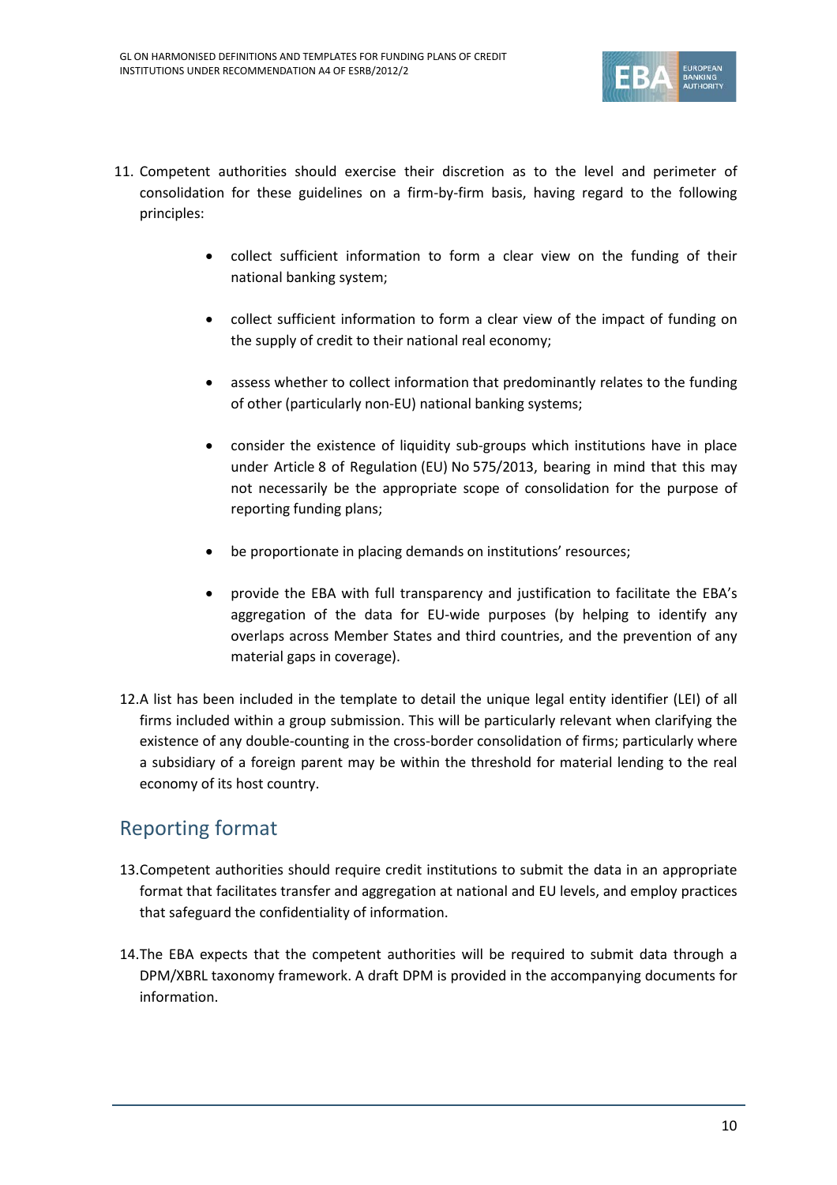11. Competent authorities should exercise their discretion as to the level and perimeter of consolidation for these guidelines on a firm-by-firm basis, having regard to the following principles:

    - collect sufficient information to form a clear view on the funding of their national banking system;
    - collect sufficient information to form a clear view of the impact of funding on the supply of credit to their national real economy;
    - assess whether to collect information that predominantly relates to the funding of other (particularly non-EU) national banking systems;
    - consider the existence of liquidity sub-groups which institutions have in place under Article 8 of Regulation (EU) No 575/2013, bearing in mind that this may not necessarily be the appropriate scope of consolidation for the purpose of reporting funding plans;
    - be proportionate in placing demands on institutions' resources;
    - provide the EBA with full transparency and justification to facilitate the EBA's aggregation of the data for EU-wide purposes (by helping to identify any overlaps across Member States and third countries, and the prevention of any material gaps in coverage).

12. A list has been included in the template to detail the unique legal entity identifier (LEI) of all firms included within a group submission. This will be particularly relevant when clarifying the existence of any double-counting in the cross-border consolidation of firms; particularly where a subsidiary of a foreign parent may be within the threshold for material lending to the real economy of its host country.

## Reporting format

13. Competent authorities should require credit institutions to submit the data in an appropriate format that facilitates transfer and aggregation at national and EU levels, and employ practices that safeguard the confidentiality of information.

14. The EBA expects that the competent authorities will be required to submit data through a DPM/XBRL taxonomy framework. A draft DPM is provided in the accompanying documents for information.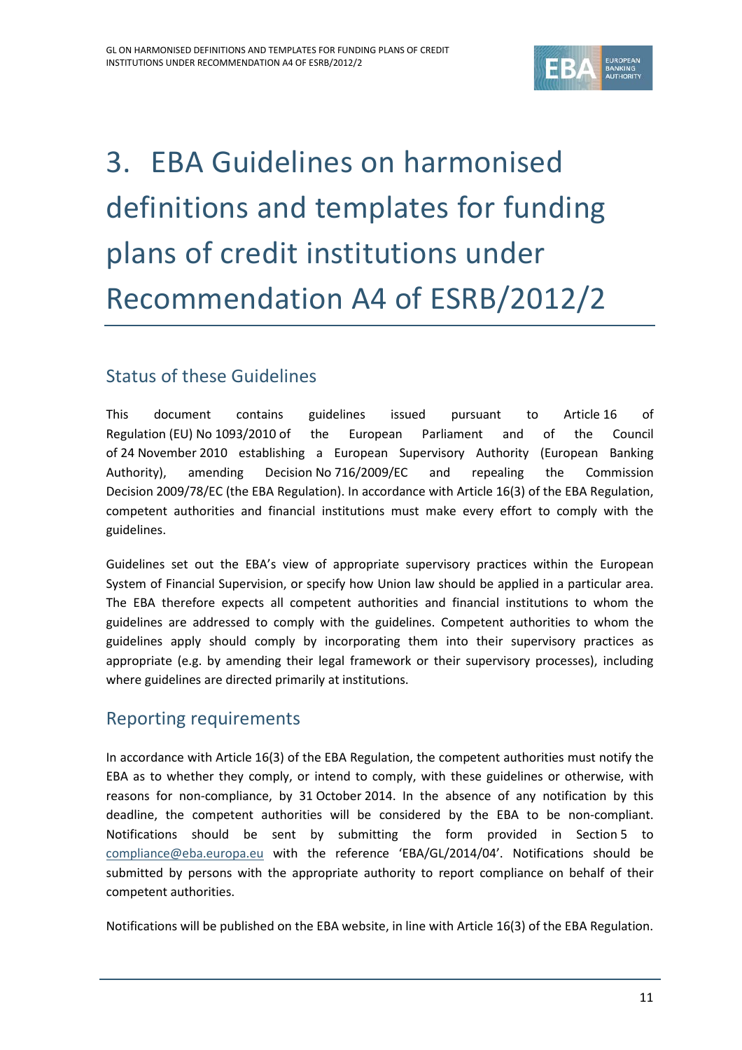# 3. EBA Guidelines on harmonised definitions and templates for funding plans of credit institutions under Recommendation A4 of ESRB/2012/2

## Status of these Guidelines

This document contains guidelines issued pursuant to Article 16 of Regulation (EU) No 1093/2010 of the European Parliament and of the Council of 24 November 2010 establishing a European Supervisory Authority (European Banking Authority), amending Decision No 716/2009/EC and repealing the Commission Decision 2009/78/EC (the EBA Regulation). In accordance with Article 16(3) of the EBA Regulation, competent authorities and financial institutions must make every effort to comply with the guidelines.

Guidelines set out the EBA's view of appropriate supervisory practices within the European System of Financial Supervision, or specify how Union law should be applied in a particular area. The EBA therefore expects all competent authorities and financial institutions to whom the guidelines are addressed to comply with the guidelines. Competent authorities to whom the guidelines apply should comply by incorporating them into their supervisory practices as appropriate (e.g. by amending their legal framework or their supervisory processes), including where guidelines are directed primarily at institutions.

## Reporting requirements

In accordance with Article 16(3) of the EBA Regulation, the competent authorities must notify the EBA as to whether they comply, or intend to comply, with these guidelines or otherwise, with reasons for non-compliance, by 31 October 2014. In the absence of any notification by this deadline, the competent authorities will be considered by the EBA to be non-compliant. Notifications should be sent by submitting the form provided in Section 5 to compliance@eba.europa.eu with the reference 'EBA/GL/2014/04'. Notifications should be submitted by persons with the appropriate authority to report compliance on behalf of their competent authorities.

Notifications will be published on the EBA website, in line with Article 16(3) of the EBA Regulation.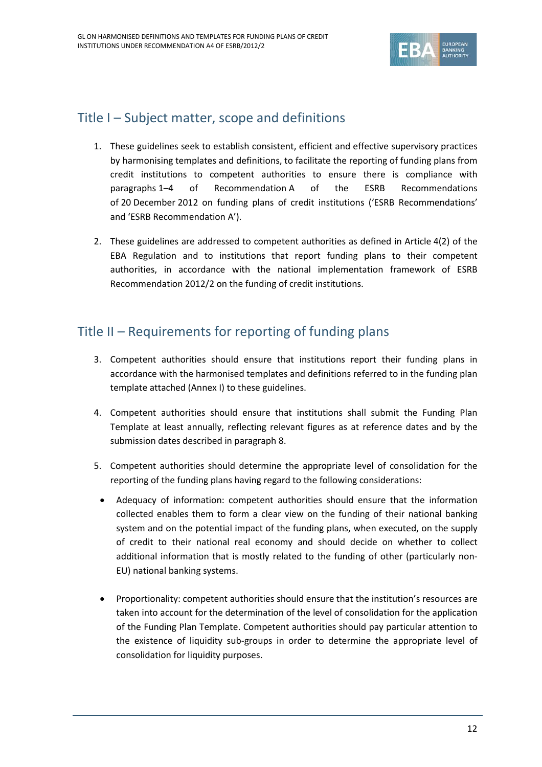## Title I – Subject matter, scope and definitions

1. These guidelines seek to establish consistent, efficient and effective supervisory practices by harmonising templates and definitions, to facilitate the reporting of funding plans from credit institutions to competent authorities to ensure there is compliance with paragraphs 1–4 of Recommendation A of the ESRB Recommendations of 20 December 2012 on funding plans of credit institutions ('ESRB Recommendations' and 'ESRB Recommendation A').

2. These guidelines are addressed to competent authorities as defined in Article 4(2) of the EBA Regulation and to institutions that report funding plans to their competent authorities, in accordance with the national implementation framework of ESRB Recommendation 2012/2 on the funding of credit institutions.

## Title II – Requirements for reporting of funding plans

3. Competent authorities should ensure that institutions report their funding plans in accordance with the harmonised templates and definitions referred to in the funding plan template attached (Annex I) to these guidelines.

4. Competent authorities should ensure that institutions shall submit the Funding Plan Template at least annually, reflecting relevant figures as at reference dates and by the submission dates described in paragraph 8.

5. Competent authorities should determine the appropriate level of consolidation for the reporting of the funding plans having regard to the following considerations:

- Adequacy of information: competent authorities should ensure that the information collected enables them to form a clear view on the funding of their national banking system and on the potential impact of the funding plans, when executed, on the supply of credit to their national real economy and should decide on whether to collect additional information that is mostly related to the funding of other (particularly non-EU) national banking systems.

- Proportionality: competent authorities should ensure that the institution's resources are taken into account for the determination of the level of consolidation for the application of the Funding Plan Template. Competent authorities should pay particular attention to the existence of liquidity sub-groups in order to determine the appropriate level of consolidation for liquidity purposes.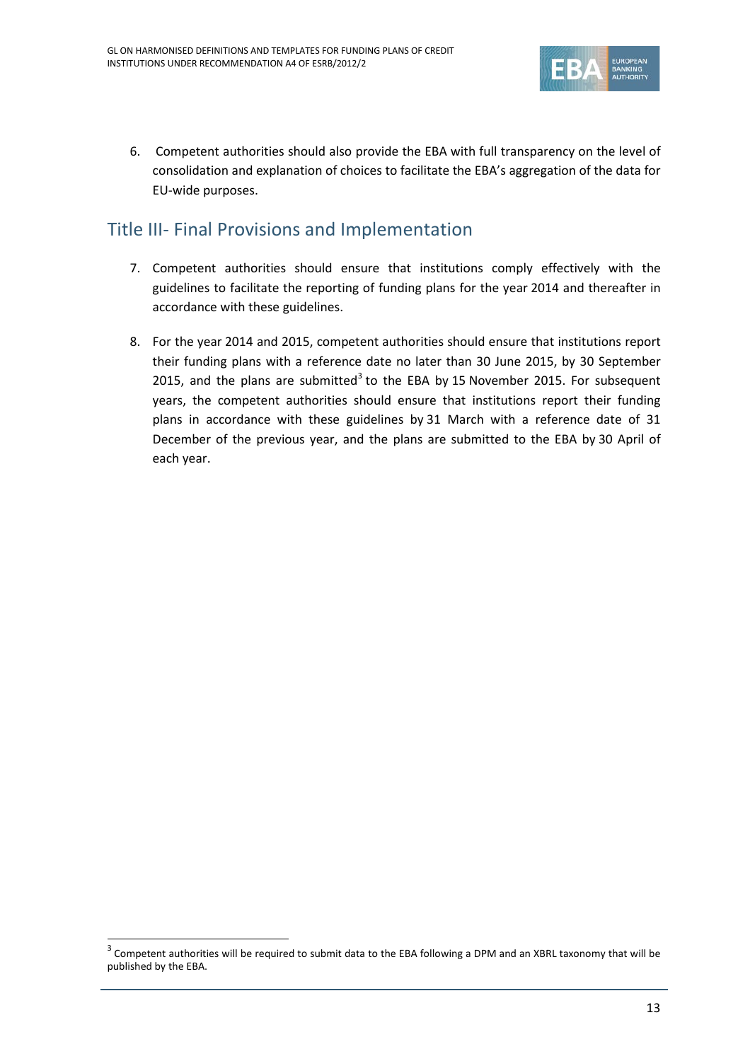6. Competent authorities should also provide the EBA with full transparency on the level of consolidation and explanation of choices to facilitate the EBA's aggregation of the data for EU-wide purposes.

## Title III- Final Provisions and Implementation

7. Competent authorities should ensure that institutions comply effectively with the guidelines to facilitate the reporting of funding plans for the year 2014 and thereafter in accordance with these guidelines.

8. For the year 2014 and 2015, competent authorities should ensure that institutions report their funding plans with a reference date no later than 30 June 2015, by 30 September 2015, and the plans are submitted[3] to the EBA by 15 November 2015. For subsequent years, the competent authorities should ensure that institutions report their funding plans in accordance with these guidelines by 31 March with a reference date of 31 December of the previous year, and the plans are submitted to the EBA by 30 April of each year.

[3] Competent authorities will be required to submit data to the EBA following a DPM and an XBRL taxonomy that will be published by the EBA.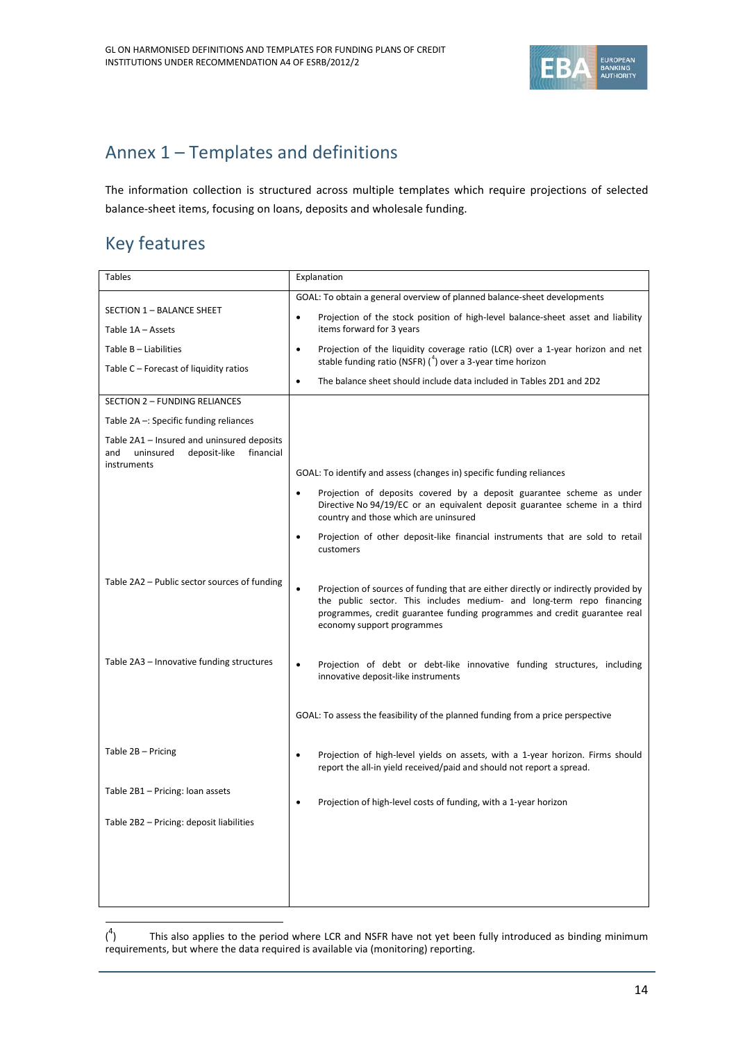# Annex 1 – Templates and definitions

The information collection is structured across multiple templates which require projections of selected balance-sheet items, focusing on loans, deposits and wholesale funding.

## Key features

| Tables | Explanation |
| --- | --- |
| SECTION 1 – BALANCE SHEET<br>Table 1A – Assets<br>Table B – Liabilities<br>Table C – Forecast of liquidity ratios | GOAL: To obtain a general overview of planned balance-sheet developments<br>• Projection of the stock position of high-level balance-sheet asset and liability items forward for 3 years<br>• Projection of the liquidity coverage ratio (LCR) over a 1-year horizon and net stable funding ratio (NSFR) ([4]) over a 3-year time horizon<br>• The balance sheet should include data included in Tables 2D1 and 2D2 |
| SECTION 2 – FUNDING RELIANCES<br>Table 2A –: Specific funding reliances<br>Table 2A1 – Insured and uninsured deposits and uninsured deposit-like financial instruments | GOAL: To identify and assess (changes in) specific funding reliances<br>• Projection of deposits covered by a deposit guarantee scheme as under Directive No 94/19/EC or an equivalent deposit guarantee scheme in a third country and those which are uninsured<br>• Projection of other deposit-like financial instruments that are sold to retail customers |
| Table 2A2 – Public sector sources of funding | • Projection of sources of funding that are either directly or indirectly provided by the public sector. This includes medium- and long-term repo financing programmes, credit guarantee funding programmes and credit guarantee real economy support programmes |
| Table 2A3 – Innovative funding structures | • Projection of debt or debt-like innovative funding structures, including innovative deposit-like instruments |
| Table 2B – Pricing | GOAL: To assess the feasibility of the planned funding from a price perspective<br>• Projection of high-level yields on assets, with a 1-year horizon. Firms should report the all-in yield received/paid and should not report a spread. |
| Table 2B1 – Pricing: loan assets<br>Table 2B2 – Pricing: deposit liabilities | • Projection of high-level costs of funding, with a 1-year horizon |

([4]) This also applies to the period where LCR and NSFR have not yet been fully introduced as binding minimum requirements, but where the data required is available via (monitoring) reporting.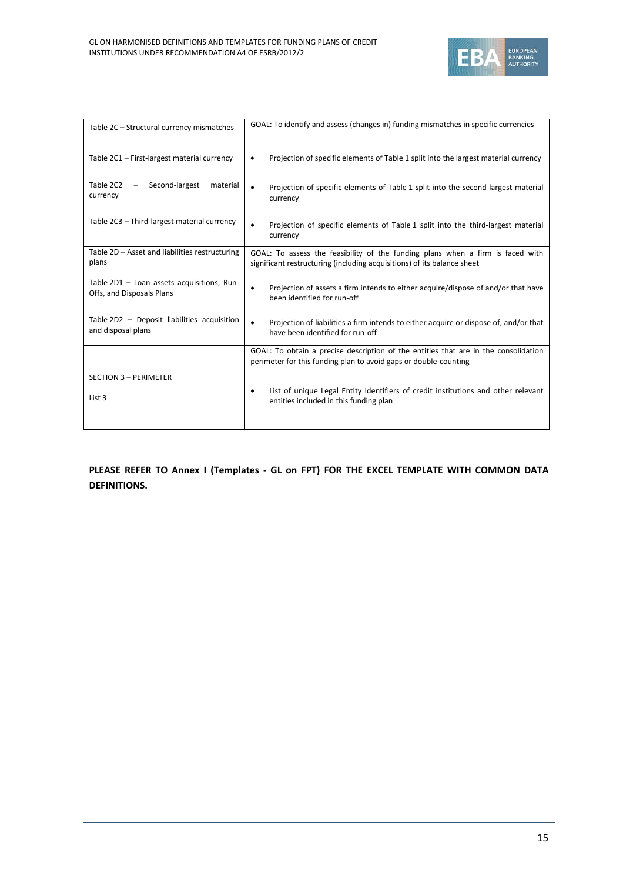| | |
|---|---|
| Table 2C – Structural currency mismatches | GOAL: To identify and assess (changes in) funding mismatches in specific currencies |
| Table 2C1 – First-largest material currency | • Projection of specific elements of Table 1 split into the largest material currency |
| Table 2C2 – Second-largest material currency | • Projection of specific elements of Table 1 split into the second-largest material currency |
| Table 2C3 – Third-largest material currency | • Projection of specific elements of Table 1 split into the third-largest material currency |
| Table 2D – Asset and liabilities restructuring plans | GOAL: To assess the feasibility of the funding plans when a firm is faced with significant restructuring (including acquisitions) of its balance sheet |
| Table 2D1 – Loan assets acquisitions, Run-Offs, and Disposals Plans | • Projection of assets a firm intends to either acquire/dispose of and/or that have been identified for run-off |
| Table 2D2 – Deposit liabilities acquisition and disposal plans | • Projection of liabilities a firm intends to either acquire or dispose of, and/or that have been identified for run-off |
| SECTION 3 – PERIMETER | GOAL: To obtain a precise description of the entities that are in the consolidation perimeter for this funding plan to avoid gaps or double-counting |
| List 3 | • List of unique Legal Entity Identifiers of credit institutions and other relevant entities included in this funding plan |

**PLEASE REFER TO Annex I (Templates - GL on FPT) FOR THE EXCEL TEMPLATE WITH COMMON DATA DEFINITIONS.**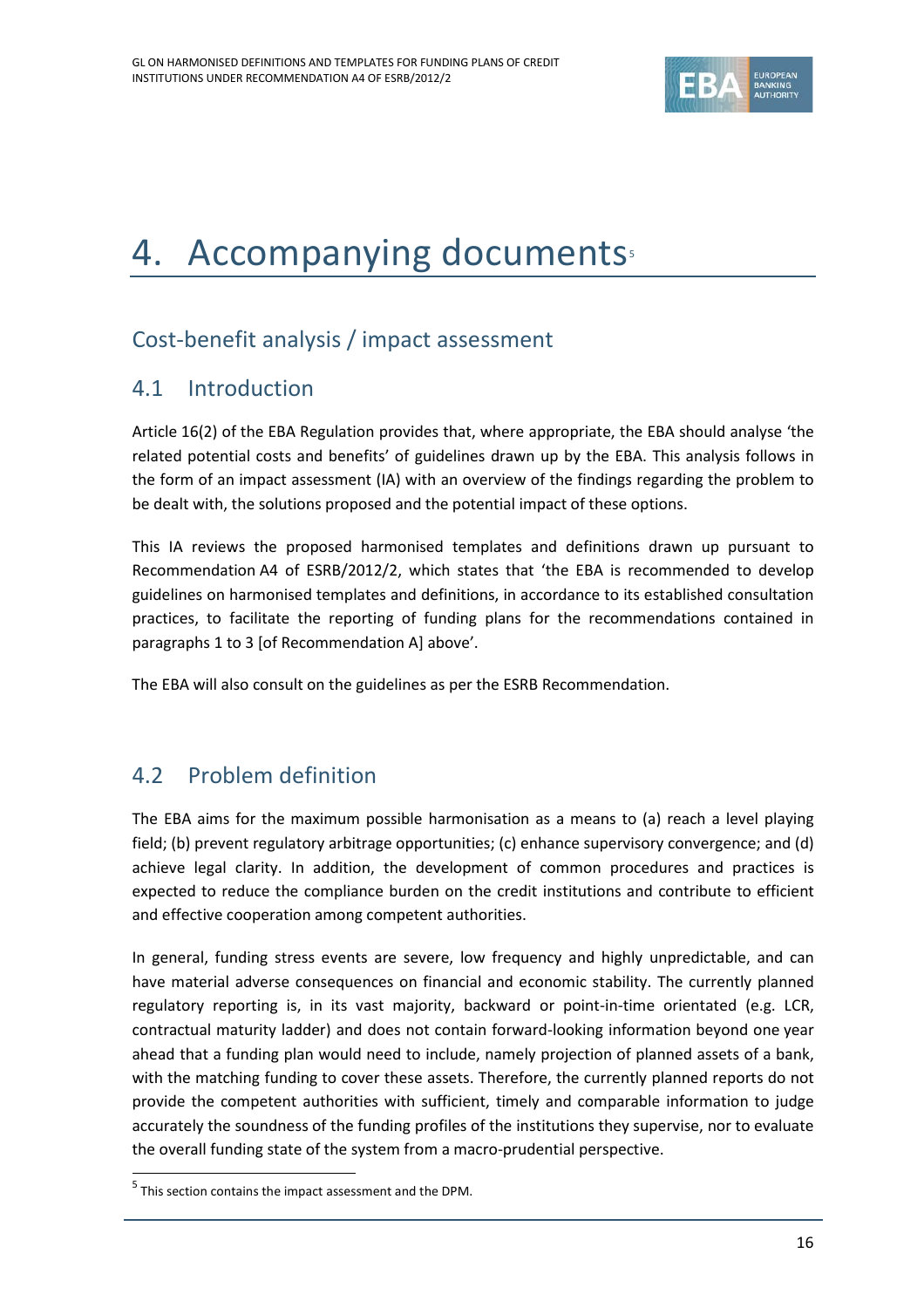# 4. Accompanying documents[5]

## Cost-benefit analysis / impact assessment

## 4.1 Introduction

Article 16(2) of the EBA Regulation provides that, where appropriate, the EBA should analyse 'the related potential costs and benefits' of guidelines drawn up by the EBA. This analysis follows in the form of an impact assessment (IA) with an overview of the findings regarding the problem to be dealt with, the solutions proposed and the potential impact of these options.

This IA reviews the proposed harmonised templates and definitions drawn up pursuant to Recommendation A4 of ESRB/2012/2, which states that 'the EBA is recommended to develop guidelines on harmonised templates and definitions, in accordance to its established consultation practices, to facilitate the reporting of funding plans for the recommendations contained in paragraphs 1 to 3 [of Recommendation A] above'.

The EBA will also consult on the guidelines as per the ESRB Recommendation.

## 4.2 Problem definition

The EBA aims for the maximum possible harmonisation as a means to (a) reach a level playing field; (b) prevent regulatory arbitrage opportunities; (c) enhance supervisory convergence; and (d) achieve legal clarity. In addition, the development of common procedures and practices is expected to reduce the compliance burden on the credit institutions and contribute to efficient and effective cooperation among competent authorities.

In general, funding stress events are severe, low frequency and highly unpredictable, and can have material adverse consequences on financial and economic stability. The currently planned regulatory reporting is, in its vast majority, backward or point-in-time orientated (e.g. LCR, contractual maturity ladder) and does not contain forward-looking information beyond one year ahead that a funding plan would need to include, namely projection of planned assets of a bank, with the matching funding to cover these assets. Therefore, the currently planned reports do not provide the competent authorities with sufficient, timely and comparable information to judge accurately the soundness of the funding profiles of the institutions they supervise, nor to evaluate the overall funding state of the system from a macro-prudential perspective.

[5] This section contains the impact assessment and the DPM.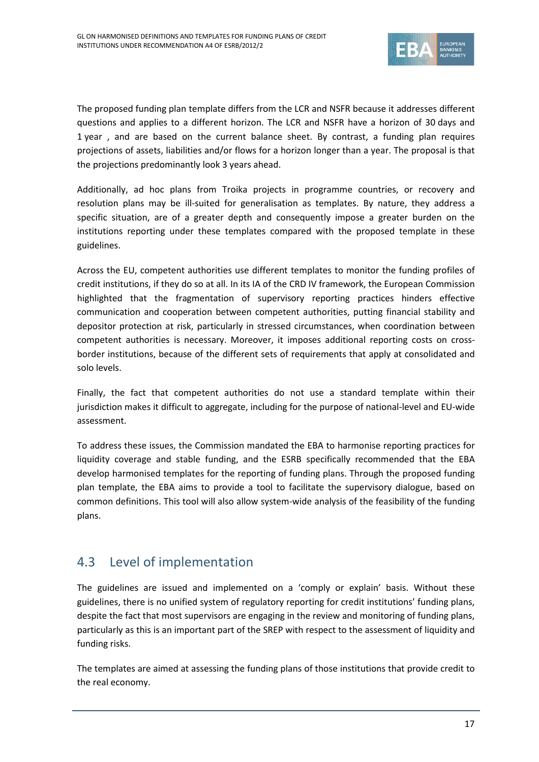The proposed funding plan template differs from the LCR and NSFR because it addresses different questions and applies to a different horizon. The LCR and NSFR have a horizon of 30 days and 1 year , and are based on the current balance sheet. By contrast, a funding plan requires projections of assets, liabilities and/or flows for a horizon longer than a year. The proposal is that the projections predominantly look 3 years ahead.

Additionally, ad hoc plans from Troika projects in programme countries, or recovery and resolution plans may be ill-suited for generalisation as templates. By nature, they address a specific situation, are of a greater depth and consequently impose a greater burden on the institutions reporting under these templates compared with the proposed template in these guidelines.

Across the EU, competent authorities use different templates to monitor the funding profiles of credit institutions, if they do so at all. In its IA of the CRD IV framework, the European Commission highlighted that the fragmentation of supervisory reporting practices hinders effective communication and cooperation between competent authorities, putting financial stability and depositor protection at risk, particularly in stressed circumstances, when coordination between competent authorities is necessary. Moreover, it imposes additional reporting costs on cross-border institutions, because of the different sets of requirements that apply at consolidated and solo levels.

Finally, the fact that competent authorities do not use a standard template within their jurisdiction makes it difficult to aggregate, including for the purpose of national-level and EU-wide assessment.

To address these issues, the Commission mandated the EBA to harmonise reporting practices for liquidity coverage and stable funding, and the ESRB specifically recommended that the EBA develop harmonised templates for the reporting of funding plans. Through the proposed funding plan template, the EBA aims to provide a tool to facilitate the supervisory dialogue, based on common definitions. This tool will also allow system-wide analysis of the feasibility of the funding plans.

## 4.3 Level of implementation

The guidelines are issued and implemented on a 'comply or explain' basis. Without these guidelines, there is no unified system of regulatory reporting for credit institutions' funding plans, despite the fact that most supervisors are engaging in the review and monitoring of funding plans, particularly as this is an important part of the SREP with respect to the assessment of liquidity and funding risks.

The templates are aimed at assessing the funding plans of those institutions that provide credit to the real economy.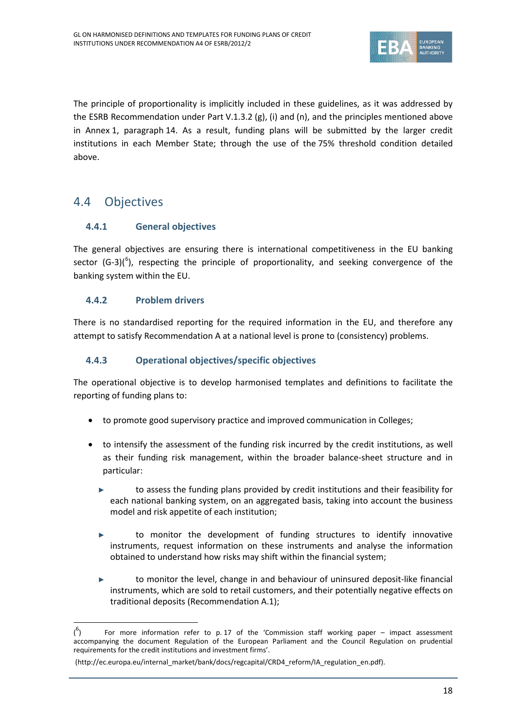The principle of proportionality is implicitly included in these guidelines, as it was addressed by the ESRB Recommendation under Part V.1.3.2 (g), (i) and (n), and the principles mentioned above in Annex 1, paragraph 14. As a result, funding plans will be submitted by the larger credit institutions in each Member State; through the use of the 75% threshold condition detailed above.

## 4.4 Objectives

### 4.4.1 General objectives

The general objectives are ensuring there is international competitiveness in the EU banking sector (G-3)([6]), respecting the principle of proportionality, and seeking convergence of the banking system within the EU.

### 4.4.2 Problem drivers

There is no standardised reporting for the required information in the EU, and therefore any attempt to satisfy Recommendation A at a national level is prone to (consistency) problems.

### 4.4.3 Operational objectives/specific objectives

The operational objective is to develop harmonised templates and definitions to facilitate the reporting of funding plans to:

- to promote good supervisory practice and improved communication in Colleges;
- to intensify the assessment of the funding risk incurred by the credit institutions, as well as their funding risk management, within the broader balance-sheet structure and in particular:
  - to assess the funding plans provided by credit institutions and their feasibility for each national banking system, on an aggregated basis, taking into account the business model and risk appetite of each institution;
  - to monitor the development of funding structures to identify innovative instruments, request information on these instruments and analyse the information obtained to understand how risks may shift within the financial system;
  - to monitor the level, change in and behaviour of uninsured deposit-like financial instruments, which are sold to retail customers, and their potentially negative effects on traditional deposits (Recommendation A.1);

---

([6]) For more information refer to p. 17 of the 'Commission staff working paper – impact assessment accompanying the document Regulation of the European Parliament and the Council Regulation on prudential requirements for the credit institutions and investment firms'.

(http://ec.europa.eu/internal_market/bank/docs/regcapital/CRD4_reform/IA_regulation_en.pdf).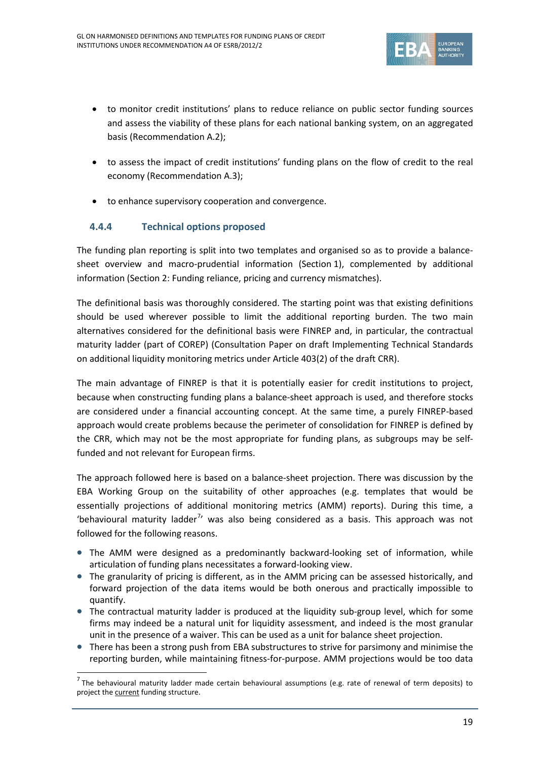- to monitor credit institutions' plans to reduce reliance on public sector funding sources and assess the viability of these plans for each national banking system, on an aggregated basis (Recommendation A.2);
- to assess the impact of credit institutions' funding plans on the flow of credit to the real economy (Recommendation A.3);
- to enhance supervisory cooperation and convergence.

### 4.4.4 Technical options proposed

The funding plan reporting is split into two templates and organised so as to provide a balance-sheet overview and macro-prudential information (Section 1), complemented by additional information (Section 2: Funding reliance, pricing and currency mismatches).

The definitional basis was thoroughly considered. The starting point was that existing definitions should be used wherever possible to limit the additional reporting burden. The two main alternatives considered for the definitional basis were FINREP and, in particular, the contractual maturity ladder (part of COREP) (Consultation Paper on draft Implementing Technical Standards on additional liquidity monitoring metrics under Article 403(2) of the draft CRR).

The main advantage of FINREP is that it is potentially easier for credit institutions to project, because when constructing funding plans a balance-sheet approach is used, and therefore stocks are considered under a financial accounting concept. At the same time, a purely FINREP-based approach would create problems because the perimeter of consolidation for FINREP is defined by the CRR, which may not be the most appropriate for funding plans, as subgroups may be self-funded and not relevant for European firms.

The approach followed here is based on a balance-sheet projection. There was discussion by the EBA Working Group on the suitability of other approaches (e.g. templates that would be essentially projections of additional monitoring metrics (AMM) reports). During this time, a 'behavioural maturity ladder[7]' was also being considered as a basis. This approach was not followed for the following reasons.

- The AMM were designed as a predominantly backward-looking set of information, while articulation of funding plans necessitates a forward-looking view.
- The granularity of pricing is different, as in the AMM pricing can be assessed historically, and forward projection of the data items would be both onerous and practically impossible to quantify.
- The contractual maturity ladder is produced at the liquidity sub-group level, which for some firms may indeed be a natural unit for liquidity assessment, and indeed is the most granular unit in the presence of a waiver. This can be used as a unit for balance sheet projection.
- There has been a strong push from EBA substructures to strive for parsimony and minimise the reporting burden, while maintaining fitness-for-purpose. AMM projections would be too data

[7] The behavioural maturity ladder made certain behavioural assumptions (e.g. rate of renewal of term deposits) to project the current funding structure.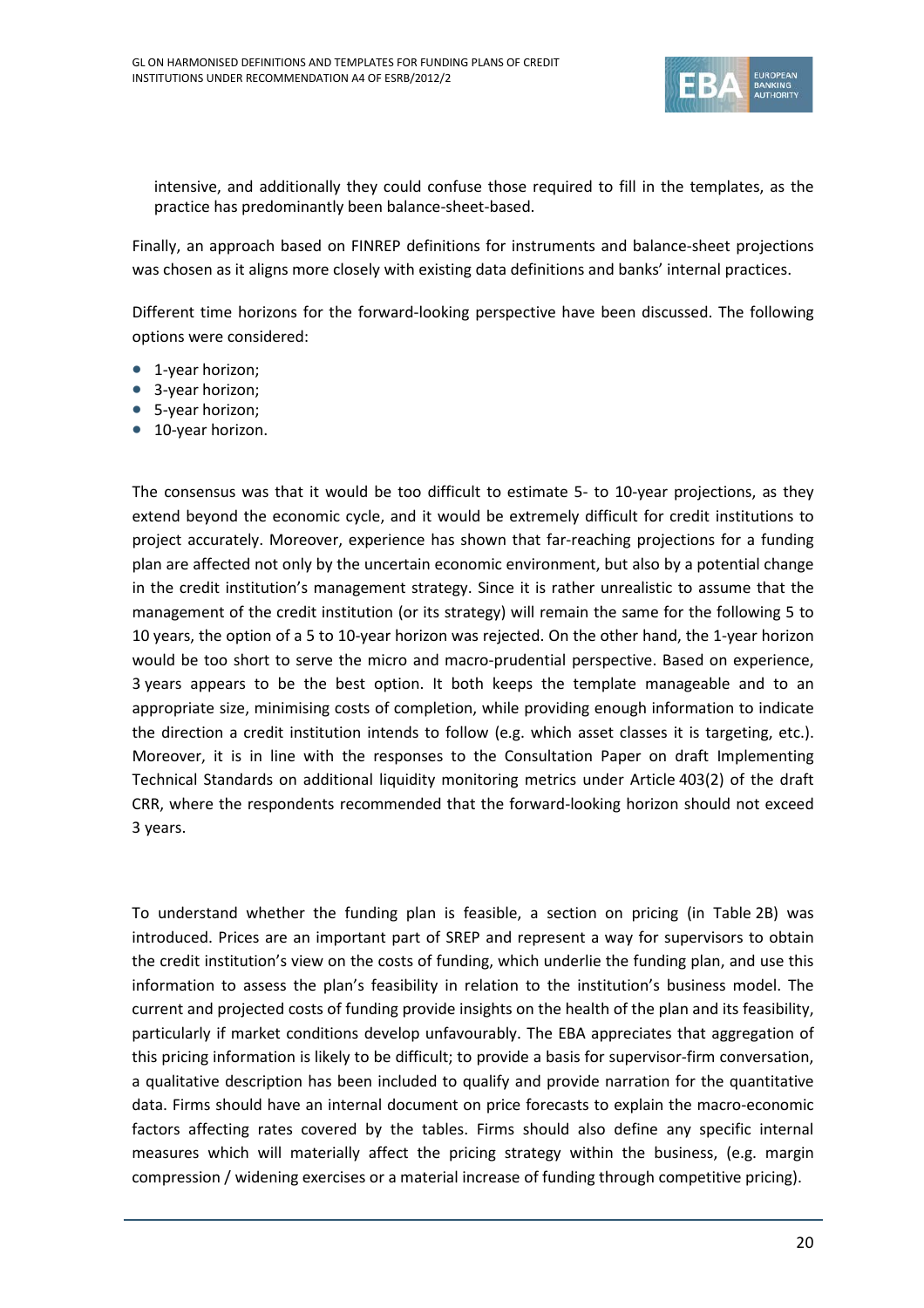intensive, and additionally they could confuse those required to fill in the templates, as the practice has predominantly been balance-sheet-based.

Finally, an approach based on FINREP definitions for instruments and balance-sheet projections was chosen as it aligns more closely with existing data definitions and banks' internal practices.

Different time horizons for the forward-looking perspective have been discussed. The following options were considered:

- 1-year horizon;
- 3-year horizon;
- 5-year horizon;
- 10-year horizon.

The consensus was that it would be too difficult to estimate 5- to 10-year projections, as they extend beyond the economic cycle, and it would be extremely difficult for credit institutions to project accurately. Moreover, experience has shown that far-reaching projections for a funding plan are affected not only by the uncertain economic environment, but also by a potential change in the credit institution's management strategy. Since it is rather unrealistic to assume that the management of the credit institution (or its strategy) will remain the same for the following 5 to 10 years, the option of a 5 to 10-year horizon was rejected. On the other hand, the 1-year horizon would be too short to serve the micro and macro-prudential perspective. Based on experience, 3 years appears to be the best option. It both keeps the template manageable and to an appropriate size, minimising costs of completion, while providing enough information to indicate the direction a credit institution intends to follow (e.g. which asset classes it is targeting, etc.). Moreover, it is in line with the responses to the Consultation Paper on draft Implementing Technical Standards on additional liquidity monitoring metrics under Article 403(2) of the draft CRR, where the respondents recommended that the forward-looking horizon should not exceed 3 years.

To understand whether the funding plan is feasible, a section on pricing (in Table 2B) was introduced. Prices are an important part of SREP and represent a way for supervisors to obtain the credit institution's view on the costs of funding, which underlie the funding plan, and use this information to assess the plan's feasibility in relation to the institution's business model. The current and projected costs of funding provide insights on the health of the plan and its feasibility, particularly if market conditions develop unfavourably. The EBA appreciates that aggregation of this pricing information is likely to be difficult; to provide a basis for supervisor-firm conversation, a qualitative description has been included to qualify and provide narration for the quantitative data. Firms should have an internal document on price forecasts to explain the macro-economic factors affecting rates covered by the tables. Firms should also define any specific internal measures which will materially affect the pricing strategy within the business, (e.g. margin compression / widening exercises or a material increase of funding through competitive pricing).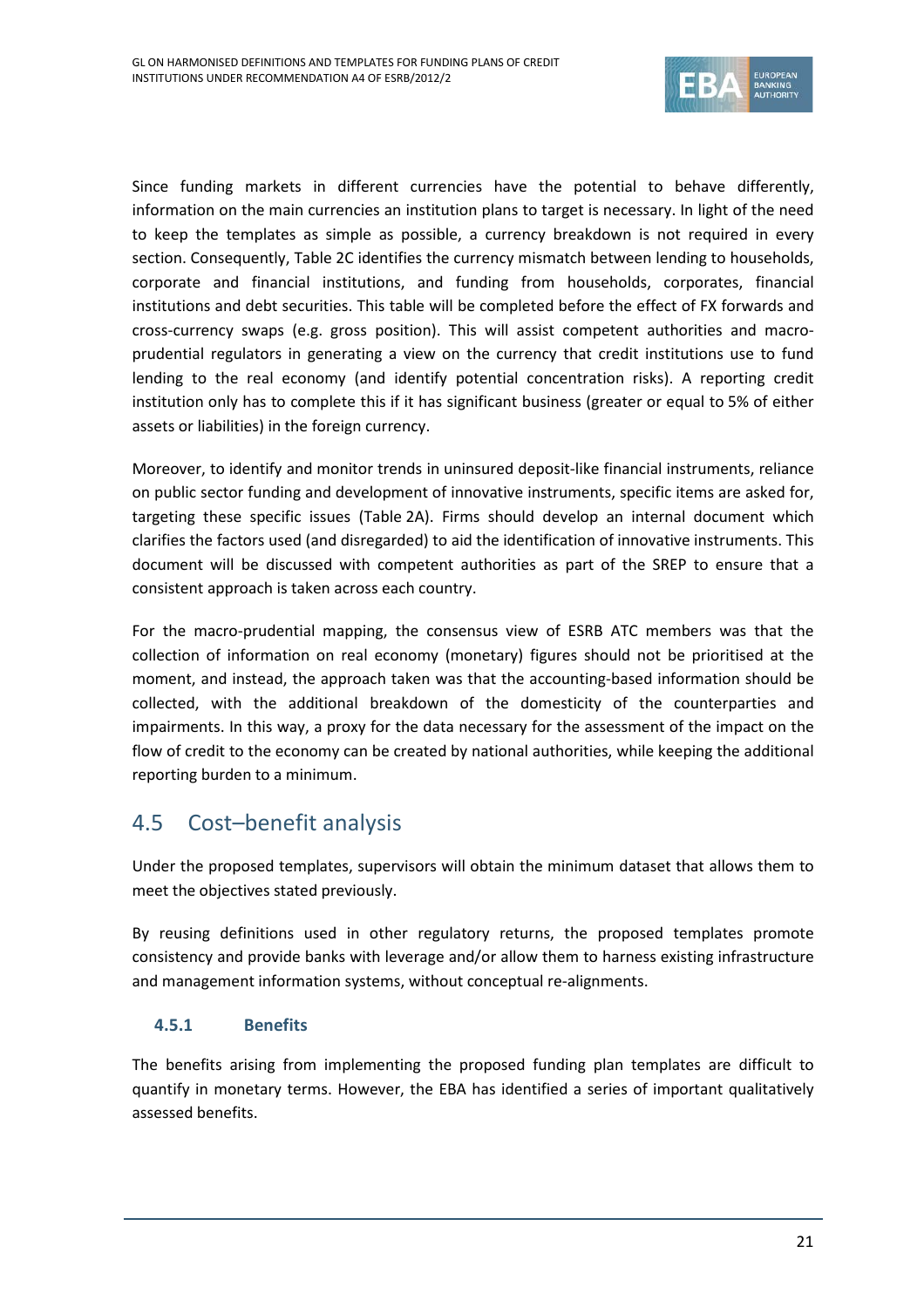Since funding markets in different currencies have the potential to behave differently, information on the main currencies an institution plans to target is necessary. In light of the need to keep the templates as simple as possible, a currency breakdown is not required in every section. Consequently, Table 2C identifies the currency mismatch between lending to households, corporate and financial institutions, and funding from households, corporates, financial institutions and debt securities. This table will be completed before the effect of FX forwards and cross-currency swaps (e.g. gross position). This will assist competent authorities and macro-prudential regulators in generating a view on the currency that credit institutions use to fund lending to the real economy (and identify potential concentration risks). A reporting credit institution only has to complete this if it has significant business (greater or equal to 5% of either assets or liabilities) in the foreign currency.

Moreover, to identify and monitor trends in uninsured deposit-like financial instruments, reliance on public sector funding and development of innovative instruments, specific items are asked for, targeting these specific issues (Table 2A). Firms should develop an internal document which clarifies the factors used (and disregarded) to aid the identification of innovative instruments. This document will be discussed with competent authorities as part of the SREP to ensure that a consistent approach is taken across each country.

For the macro-prudential mapping, the consensus view of ESRB ATC members was that the collection of information on real economy (monetary) figures should not be prioritised at the moment, and instead, the approach taken was that the accounting-based information should be collected, with the additional breakdown of the domesticity of the counterparties and impairments. In this way, a proxy for the data necessary for the assessment of the impact on the flow of credit to the economy can be created by national authorities, while keeping the additional reporting burden to a minimum.

## 4.5 Cost–benefit analysis

Under the proposed templates, supervisors will obtain the minimum dataset that allows them to meet the objectives stated previously.

By reusing definitions used in other regulatory returns, the proposed templates promote consistency and provide banks with leverage and/or allow them to harness existing infrastructure and management information systems, without conceptual re-alignments.

### 4.5.1 Benefits

The benefits arising from implementing the proposed funding plan templates are difficult to quantify in monetary terms. However, the EBA has identified a series of important qualitatively assessed benefits.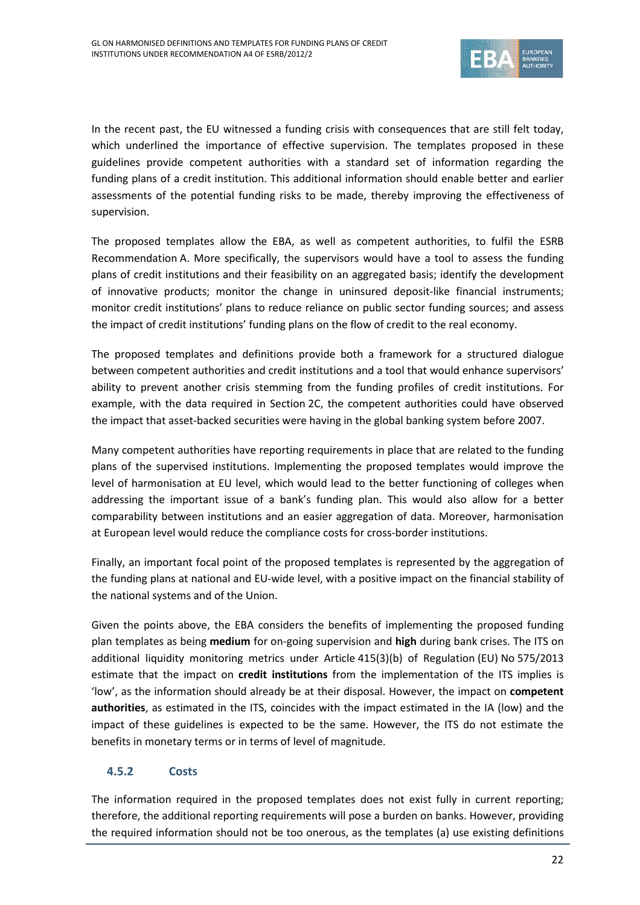In the recent past, the EU witnessed a funding crisis with consequences that are still felt today, which underlined the importance of effective supervision. The templates proposed in these guidelines provide competent authorities with a standard set of information regarding the funding plans of a credit institution. This additional information should enable better and earlier assessments of the potential funding risks to be made, thereby improving the effectiveness of supervision.

The proposed templates allow the EBA, as well as competent authorities, to fulfil the ESRB Recommendation A. More specifically, the supervisors would have a tool to assess the funding plans of credit institutions and their feasibility on an aggregated basis; identify the development of innovative products; monitor the change in uninsured deposit-like financial instruments; monitor credit institutions' plans to reduce reliance on public sector funding sources; and assess the impact of credit institutions' funding plans on the flow of credit to the real economy.

The proposed templates and definitions provide both a framework for a structured dialogue between competent authorities and credit institutions and a tool that would enhance supervisors' ability to prevent another crisis stemming from the funding profiles of credit institutions. For example, with the data required in Section 2C, the competent authorities could have observed the impact that asset-backed securities were having in the global banking system before 2007.

Many competent authorities have reporting requirements in place that are related to the funding plans of the supervised institutions. Implementing the proposed templates would improve the level of harmonisation at EU level, which would lead to the better functioning of colleges when addressing the important issue of a bank's funding plan. This would also allow for a better comparability between institutions and an easier aggregation of data. Moreover, harmonisation at European level would reduce the compliance costs for cross-border institutions.

Finally, an important focal point of the proposed templates is represented by the aggregation of the funding plans at national and EU-wide level, with a positive impact on the financial stability of the national systems and of the Union.

Given the points above, the EBA considers the benefits of implementing the proposed funding plan templates as being **medium** for on-going supervision and **high** during bank crises. The ITS on additional liquidity monitoring metrics under Article 415(3)(b) of Regulation (EU) No 575/2013 estimate that the impact on **credit institutions** from the implementation of the ITS implies is 'low', as the information should already be at their disposal. However, the impact on **competent authorities**, as estimated in the ITS, coincides with the impact estimated in the IA (low) and the impact of these guidelines is expected to be the same. However, the ITS do not estimate the benefits in monetary terms or in terms of level of magnitude.

### 4.5.2 Costs

The information required in the proposed templates does not exist fully in current reporting; therefore, the additional reporting requirements will pose a burden on banks. However, providing the required information should not be too onerous, as the templates (a) use existing definitions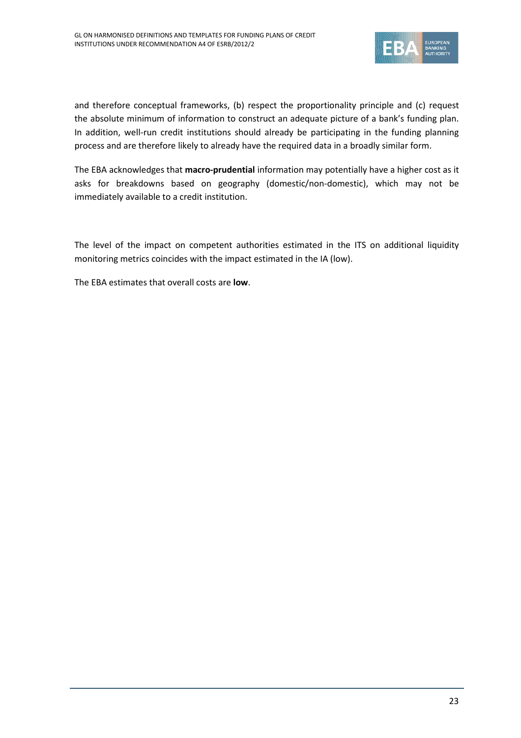and therefore conceptual frameworks, (b) respect the proportionality principle and (c) request the absolute minimum of information to construct an adequate picture of a bank's funding plan. In addition, well-run credit institutions should already be participating in the funding planning process and are therefore likely to already have the required data in a broadly similar form.

The EBA acknowledges that **macro-prudential** information may potentially have a higher cost as it asks for breakdowns based on geography (domestic/non-domestic), which may not be immediately available to a credit institution.

The level of the impact on competent authorities estimated in the ITS on additional liquidity monitoring metrics coincides with the impact estimated in the IA (low).

The EBA estimates that overall costs are **low**.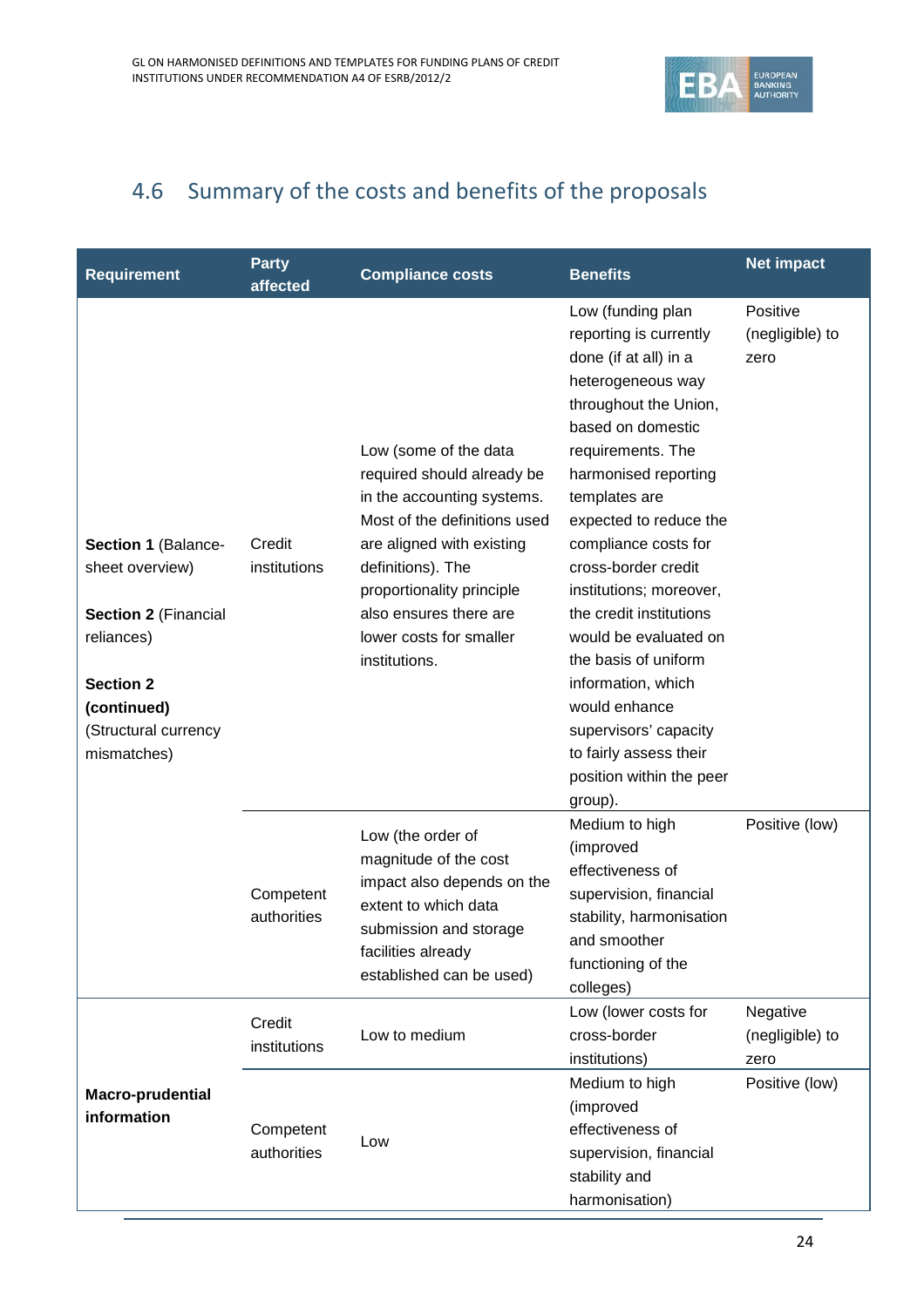## 4.6 Summary of the costs and benefits of the proposals

| Requirement | Party affected | Compliance costs | Benefits | Net impact |
|---|---|---|---|---|
| **Section 1** (Balance-sheet overview)<br><br>**Section 2** (Financial reliances)<br><br>**Section 2 (continued)** (Structural currency mismatches) | Credit institutions | Low (some of the data required should already be in the accounting systems. Most of the definitions used are aligned with existing definitions). The proportionality principle also ensures there are lower costs for smaller institutions. | Low (funding plan reporting is currently done (if at all) in a heterogeneous way throughout the Union, based on domestic requirements. The harmonised reporting templates are expected to reduce the compliance costs for cross-border credit institutions; moreover, the credit institutions would be evaluated on the basis of uniform information, which would enhance supervisors' capacity to fairly assess their position within the peer group). | Positive (negligible) to zero |
| | Competent authorities | Low (the order of magnitude of the cost impact also depends on the extent to which data submission and storage facilities already established can be used) | Medium to high (improved effectiveness of supervision, financial stability, harmonisation and smoother functioning of the colleges) | Positive (low) |
| **Macro-prudential information** | Credit institutions | Low to medium | Low (lower costs for cross-border institutions) | Negative (negligible) to zero |
| | Competent authorities | Low | Medium to high (improved effectiveness of supervision, financial stability and harmonisation) | Positive (low) |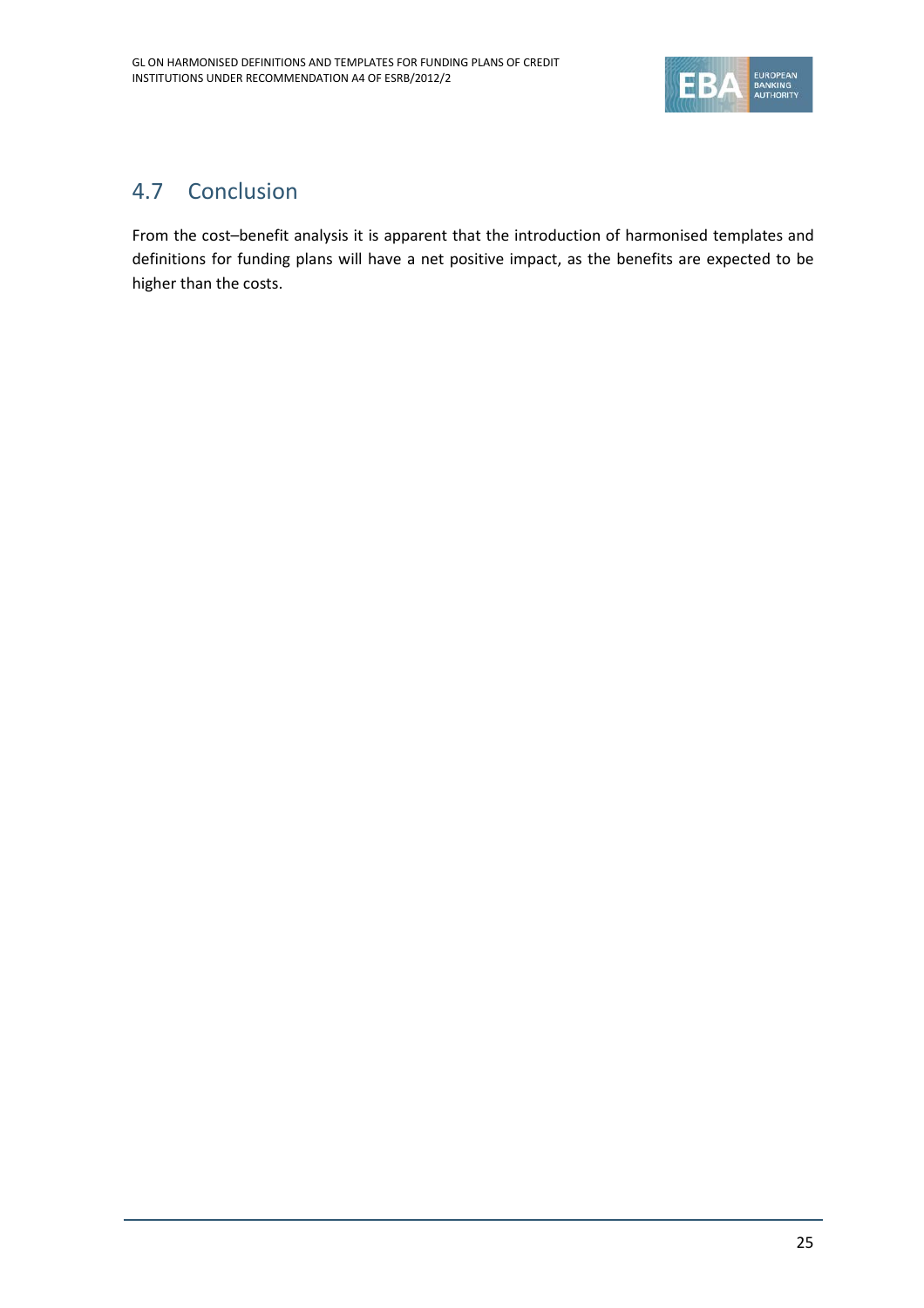## 4.7 Conclusion

From the cost–benefit analysis it is apparent that the introduction of harmonised templates and definitions for funding plans will have a net positive impact, as the benefits are expected to be higher than the costs.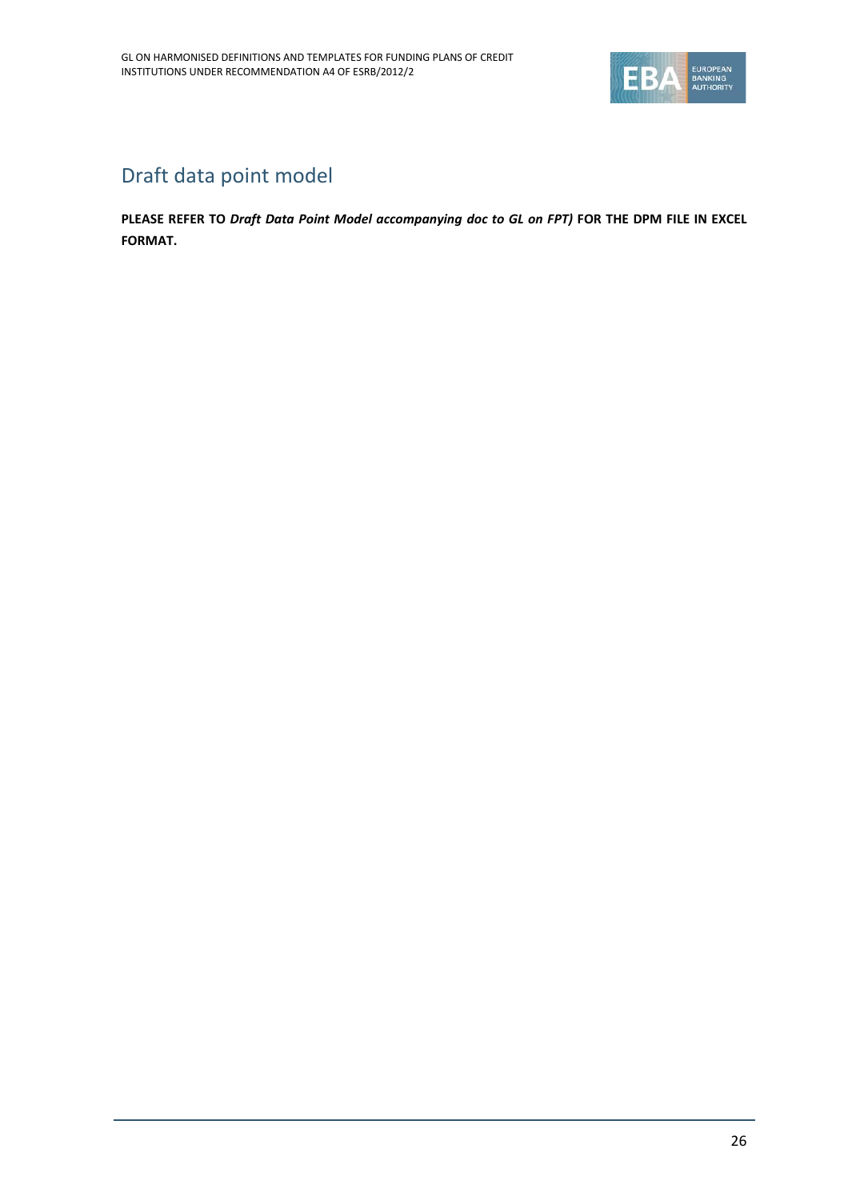## Draft data point model

**PLEASE REFER TO *Draft Data Point Model accompanying doc to GL on FPT)* FOR THE DPM FILE IN EXCEL FORMAT.**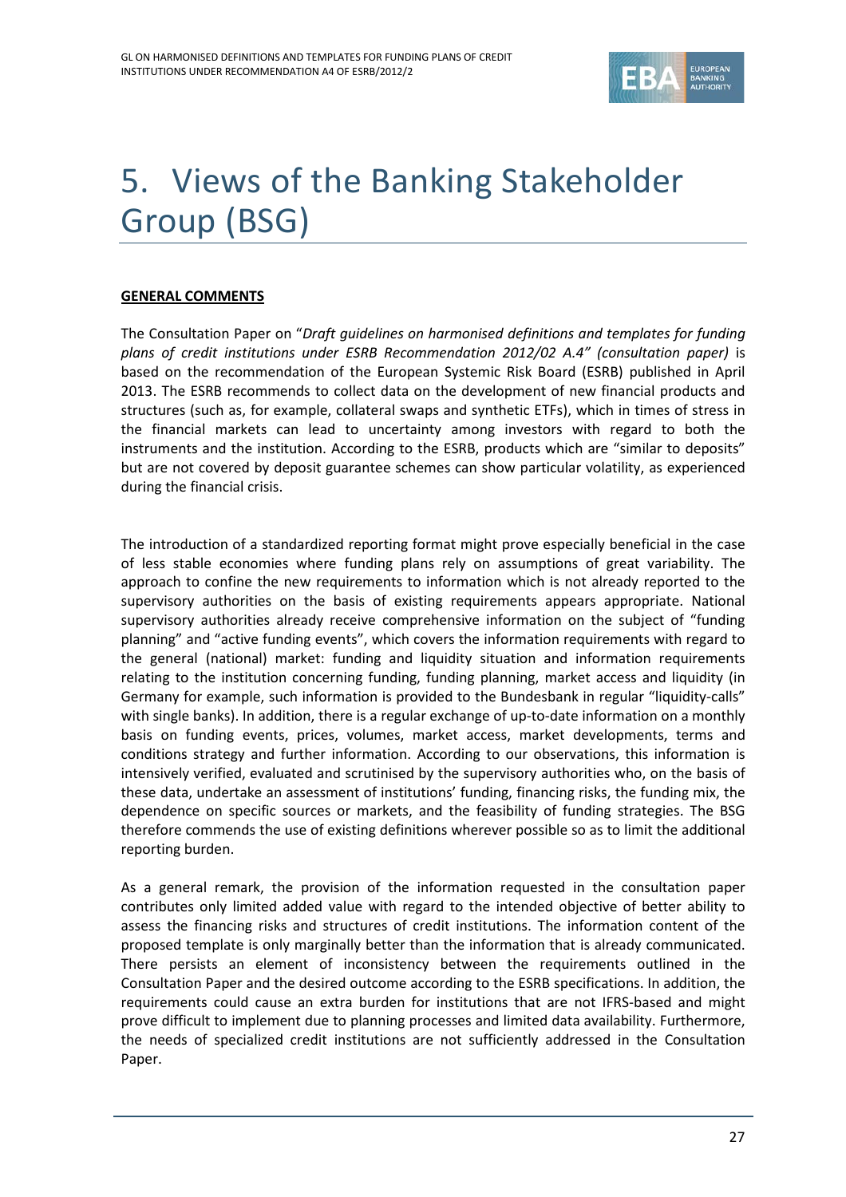# 5. Views of the Banking Stakeholder Group (BSG)

**GENERAL COMMENTS**

The Consultation Paper on "*Draft guidelines on harmonised definitions and templates for funding plans of credit institutions under ESRB Recommendation 2012/02 A.4" (consultation paper)* is based on the recommendation of the European Systemic Risk Board (ESRB) published in April 2013. The ESRB recommends to collect data on the development of new financial products and structures (such as, for example, collateral swaps and synthetic ETFs), which in times of stress in the financial markets can lead to uncertainty among investors with regard to both the instruments and the institution. According to the ESRB, products which are "similar to deposits" but are not covered by deposit guarantee schemes can show particular volatility, as experienced during the financial crisis.

The introduction of a standardized reporting format might prove especially beneficial in the case of less stable economies where funding plans rely on assumptions of great variability. The approach to confine the new requirements to information which is not already reported to the supervisory authorities on the basis of existing requirements appears appropriate. National supervisory authorities already receive comprehensive information on the subject of "funding planning" and "active funding events", which covers the information requirements with regard to the general (national) market: funding and liquidity situation and information requirements relating to the institution concerning funding, funding planning, market access and liquidity (in Germany for example, such information is provided to the Bundesbank in regular "liquidity-calls" with single banks). In addition, there is a regular exchange of up-to-date information on a monthly basis on funding events, prices, volumes, market access, market developments, terms and conditions strategy and further information. According to our observations, this information is intensively verified, evaluated and scrutinised by the supervisory authorities who, on the basis of these data, undertake an assessment of institutions' funding, financing risks, the funding mix, the dependence on specific sources or markets, and the feasibility of funding strategies. The BSG therefore commends the use of existing definitions wherever possible so as to limit the additional reporting burden.

As a general remark, the provision of the information requested in the consultation paper contributes only limited added value with regard to the intended objective of better ability to assess the financing risks and structures of credit institutions. The information content of the proposed template is only marginally better than the information that is already communicated. There persists an element of inconsistency between the requirements outlined in the Consultation Paper and the desired outcome according to the ESRB specifications. In addition, the requirements could cause an extra burden for institutions that are not IFRS-based and might prove difficult to implement due to planning processes and limited data availability. Furthermore, the needs of specialized credit institutions are not sufficiently addressed in the Consultation Paper.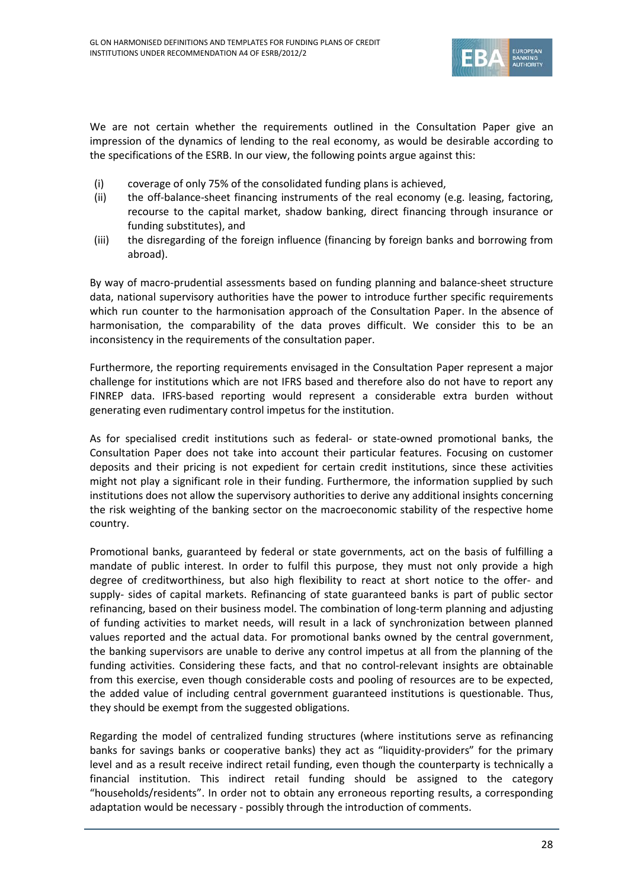We are not certain whether the requirements outlined in the Consultation Paper give an impression of the dynamics of lending to the real economy, as would be desirable according to the specifications of the ESRB. In our view, the following points argue against this:

(i) coverage of only 75% of the consolidated funding plans is achieved,

(ii) the off-balance-sheet financing instruments of the real economy (e.g. leasing, factoring, recourse to the capital market, shadow banking, direct financing through insurance or funding substitutes), and

(iii) the disregarding of the foreign influence (financing by foreign banks and borrowing from abroad).

By way of macro-prudential assessments based on funding planning and balance-sheet structure data, national supervisory authorities have the power to introduce further specific requirements which run counter to the harmonisation approach of the Consultation Paper. In the absence of harmonisation, the comparability of the data proves difficult. We consider this to be an inconsistency in the requirements of the consultation paper.

Furthermore, the reporting requirements envisaged in the Consultation Paper represent a major challenge for institutions which are not IFRS based and therefore also do not have to report any FINREP data. IFRS-based reporting would represent a considerable extra burden without generating even rudimentary control impetus for the institution.

As for specialised credit institutions such as federal- or state-owned promotional banks, the Consultation Paper does not take into account their particular features. Focusing on customer deposits and their pricing is not expedient for certain credit institutions, since these activities might not play a significant role in their funding. Furthermore, the information supplied by such institutions does not allow the supervisory authorities to derive any additional insights concerning the risk weighting of the banking sector on the macroeconomic stability of the respective home country.

Promotional banks, guaranteed by federal or state governments, act on the basis of fulfilling a mandate of public interest. In order to fulfil this purpose, they must not only provide a high degree of creditworthiness, but also high flexibility to react at short notice to the offer- and supply- sides of capital markets. Refinancing of state guaranteed banks is part of public sector refinancing, based on their business model. The combination of long-term planning and adjusting of funding activities to market needs, will result in a lack of synchronization between planned values reported and the actual data. For promotional banks owned by the central government, the banking supervisors are unable to derive any control impetus at all from the planning of the funding activities. Considering these facts, and that no control-relevant insights are obtainable from this exercise, even though considerable costs and pooling of resources are to be expected, the added value of including central government guaranteed institutions is questionable. Thus, they should be exempt from the suggested obligations.

Regarding the model of centralized funding structures (where institutions serve as refinancing banks for savings banks or cooperative banks) they act as "liquidity-providers" for the primary level and as a result receive indirect retail funding, even though the counterparty is technically a financial institution. This indirect retail funding should be assigned to the category "households/residents". In order not to obtain any erroneous reporting results, a corresponding adaptation would be necessary - possibly through the introduction of comments.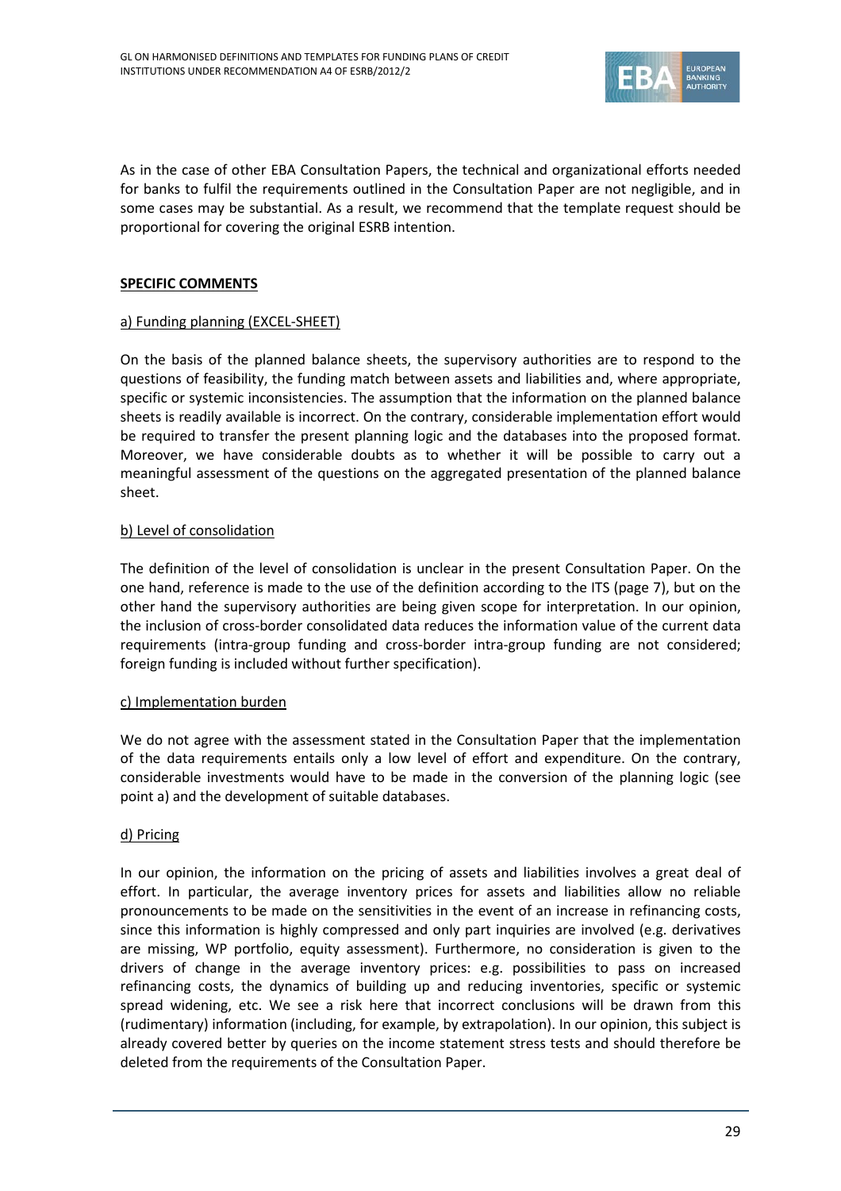As in the case of other EBA Consultation Papers, the technical and organizational efforts needed for banks to fulfil the requirements outlined in the Consultation Paper are not negligible, and in some cases may be substantial. As a result, we recommend that the template request should be proportional for covering the original ESRB intention.

**SPECIFIC COMMENTS**

a) Funding planning (EXCEL-SHEET)

On the basis of the planned balance sheets, the supervisory authorities are to respond to the questions of feasibility, the funding match between assets and liabilities and, where appropriate, specific or systemic inconsistencies. The assumption that the information on the planned balance sheets is readily available is incorrect. On the contrary, considerable implementation effort would be required to transfer the present planning logic and the databases into the proposed format. Moreover, we have considerable doubts as to whether it will be possible to carry out a meaningful assessment of the questions on the aggregated presentation of the planned balance sheet.

b) Level of consolidation

The definition of the level of consolidation is unclear in the present Consultation Paper. On the one hand, reference is made to the use of the definition according to the ITS (page 7), but on the other hand the supervisory authorities are being given scope for interpretation. In our opinion, the inclusion of cross-border consolidated data reduces the information value of the current data requirements (intra-group funding and cross-border intra-group funding are not considered; foreign funding is included without further specification).

c) Implementation burden

We do not agree with the assessment stated in the Consultation Paper that the implementation of the data requirements entails only a low level of effort and expenditure. On the contrary, considerable investments would have to be made in the conversion of the planning logic (see point a) and the development of suitable databases.

d) Pricing

In our opinion, the information on the pricing of assets and liabilities involves a great deal of effort. In particular, the average inventory prices for assets and liabilities allow no reliable pronouncements to be made on the sensitivities in the event of an increase in refinancing costs, since this information is highly compressed and only part inquiries are involved (e.g. derivatives are missing, WP portfolio, equity assessment). Furthermore, no consideration is given to the drivers of change in the average inventory prices: e.g. possibilities to pass on increased refinancing costs, the dynamics of building up and reducing inventories, specific or systemic spread widening, etc. We see a risk here that incorrect conclusions will be drawn from this (rudimentary) information (including, for example, by extrapolation). In our opinion, this subject is already covered better by queries on the income statement stress tests and should therefore be deleted from the requirements of the Consultation Paper.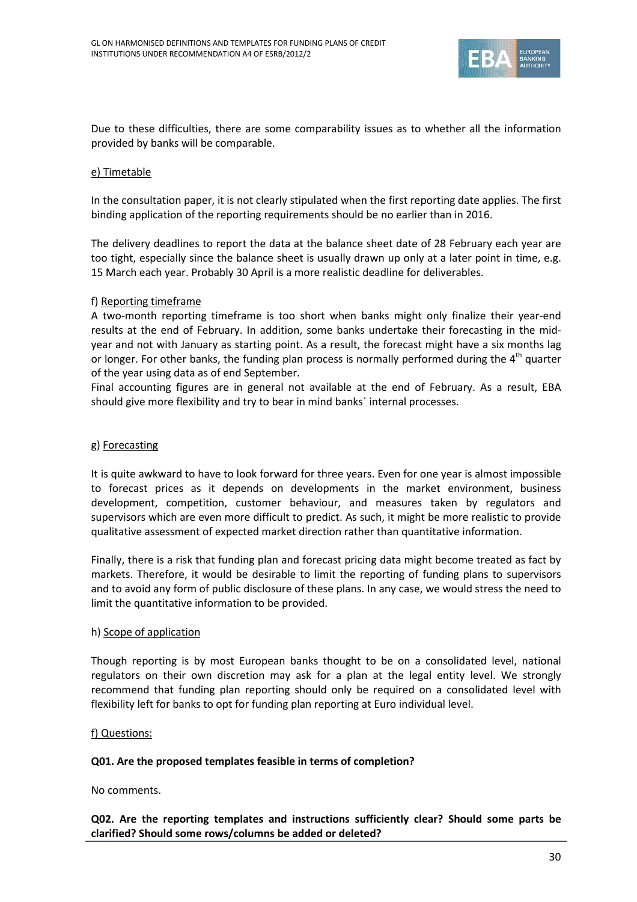Due to these difficulties, there are some comparability issues as to whether all the information provided by banks will be comparable.

e) Timetable

In the consultation paper, it is not clearly stipulated when the first reporting date applies. The first binding application of the reporting requirements should be no earlier than in 2016.

The delivery deadlines to report the data at the balance sheet date of 28 February each year are too tight, especially since the balance sheet is usually drawn up only at a later point in time, e.g. 15 March each year. Probably 30 April is a more realistic deadline for deliverables.

f) Reporting timeframe

A two-month reporting timeframe is too short when banks might only finalize their year-end results at the end of February. In addition, some banks undertake their forecasting in the mid-year and not with January as starting point. As a result, the forecast might have a six months lag or longer. For other banks, the funding plan process is normally performed during the 4th quarter of the year using data as of end September.

Final accounting figures are in general not available at the end of February. As a result, EBA should give more flexibility and try to bear in mind banks´ internal processes.

g) Forecasting

It is quite awkward to have to look forward for three years. Even for one year is almost impossible to forecast prices as it depends on developments in the market environment, business development, competition, customer behaviour, and measures taken by regulators and supervisors which are even more difficult to predict. As such, it might be more realistic to provide qualitative assessment of expected market direction rather than quantitative information.

Finally, there is a risk that funding plan and forecast pricing data might become treated as fact by markets. Therefore, it would be desirable to limit the reporting of funding plans to supervisors and to avoid any form of public disclosure of these plans. In any case, we would stress the need to limit the quantitative information to be provided.

h) Scope of application

Though reporting is by most European banks thought to be on a consolidated level, national regulators on their own discretion may ask for a plan at the legal entity level. We strongly recommend that funding plan reporting should only be required on a consolidated level with flexibility left for banks to opt for funding plan reporting at Euro individual level.

f) Questions:

**Q01. Are the proposed templates feasible in terms of completion?**

No comments.

**Q02. Are the reporting templates and instructions sufficiently clear? Should some parts be clarified? Should some rows/columns be added or deleted?**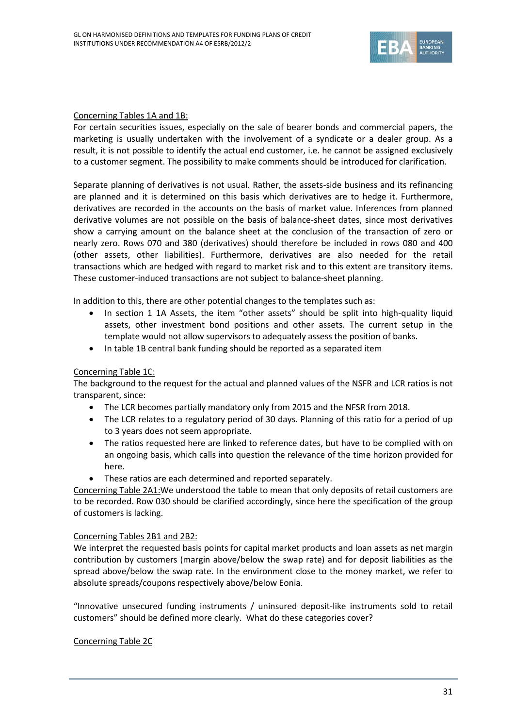Concerning Tables 1A and 1B:

For certain securities issues, especially on the sale of bearer bonds and commercial papers, the marketing is usually undertaken with the involvement of a syndicate or a dealer group. As a result, it is not possible to identify the actual end customer, i.e. he cannot be assigned exclusively to a customer segment. The possibility to make comments should be introduced for clarification.

Separate planning of derivatives is not usual. Rather, the assets-side business and its refinancing are planned and it is determined on this basis which derivatives are to hedge it. Furthermore, derivatives are recorded in the accounts on the basis of market value. Inferences from planned derivative volumes are not possible on the basis of balance-sheet dates, since most derivatives show a carrying amount on the balance sheet at the conclusion of the transaction of zero or nearly zero. Rows 070 and 380 (derivatives) should therefore be included in rows 080 and 400 (other assets, other liabilities). Furthermore, derivatives are also needed for the retail transactions which are hedged with regard to market risk and to this extent are transitory items. These customer-induced transactions are not subject to balance-sheet planning.

In addition to this, there are other potential changes to the templates such as:

- In section 1 1A Assets, the item "other assets" should be split into high-quality liquid assets, other investment bond positions and other assets. The current setup in the template would not allow supervisors to adequately assess the position of banks.
- In table 1B central bank funding should be reported as a separated item

Concerning Table 1C:

The background to the request for the actual and planned values of the NSFR and LCR ratios is not transparent, since:

- The LCR becomes partially mandatory only from 2015 and the NFSR from 2018.
- The LCR relates to a regulatory period of 30 days. Planning of this ratio for a period of up to 3 years does not seem appropriate.
- The ratios requested here are linked to reference dates, but have to be complied with on an ongoing basis, which calls into question the relevance of the time horizon provided for here.
- These ratios are each determined and reported separately.

Concerning Table 2A1:We understood the table to mean that only deposits of retail customers are to be recorded. Row 030 should be clarified accordingly, since here the specification of the group of customers is lacking.

Concerning Tables 2B1 and 2B2:

We interpret the requested basis points for capital market products and loan assets as net margin contribution by customers (margin above/below the swap rate) and for deposit liabilities as the spread above/below the swap rate. In the environment close to the money market, we refer to absolute spreads/coupons respectively above/below Eonia.

"Innovative unsecured funding instruments / uninsured deposit-like instruments sold to retail customers" should be defined more clearly. What do these categories cover?

Concerning Table 2C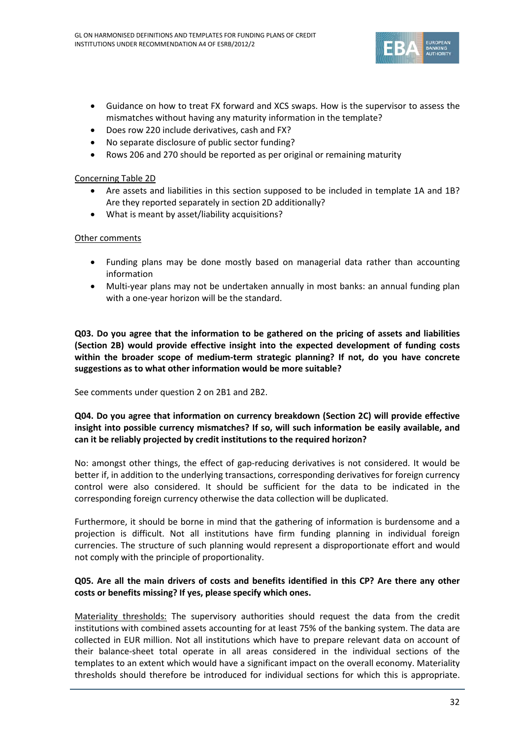- Guidance on how to treat FX forward and XCS swaps. How is the supervisor to assess the mismatches without having any maturity information in the template?
- Does row 220 include derivatives, cash and FX?
- No separate disclosure of public sector funding?
- Rows 206 and 270 should be reported as per original or remaining maturity

Concerning Table 2D

- Are assets and liabilities in this section supposed to be included in template 1A and 1B? Are they reported separately in section 2D additionally?
- What is meant by asset/liability acquisitions?

Other comments

- Funding plans may be done mostly based on managerial data rather than accounting information
- Multi-year plans may not be undertaken annually in most banks: an annual funding plan with a one-year horizon will be the standard.

**Q03. Do you agree that the information to be gathered on the pricing of assets and liabilities (Section 2B) would provide effective insight into the expected development of funding costs within the broader scope of medium-term strategic planning? If not, do you have concrete suggestions as to what other information would be more suitable?**

See comments under question 2 on 2B1 and 2B2.

**Q04. Do you agree that information on currency breakdown (Section 2C) will provide effective insight into possible currency mismatches? If so, will such information be easily available, and can it be reliably projected by credit institutions to the required horizon?**

No: amongst other things, the effect of gap-reducing derivatives is not considered. It would be better if, in addition to the underlying transactions, corresponding derivatives for foreign currency control were also considered. It should be sufficient for the data to be indicated in the corresponding foreign currency otherwise the data collection will be duplicated.

Furthermore, it should be borne in mind that the gathering of information is burdensome and a projection is difficult. Not all institutions have firm funding planning in individual foreign currencies. The structure of such planning would represent a disproportionate effort and would not comply with the principle of proportionality.

**Q05. Are all the main drivers of costs and benefits identified in this CP? Are there any other costs or benefits missing? If yes, please specify which ones.**

Materiality thresholds: The supervisory authorities should request the data from the credit institutions with combined assets accounting for at least 75% of the banking system. The data are collected in EUR million. Not all institutions which have to prepare relevant data on account of their balance-sheet total operate in all areas considered in the individual sections of the templates to an extent which would have a significant impact on the overall economy. Materiality thresholds should therefore be introduced for individual sections for which this is appropriate.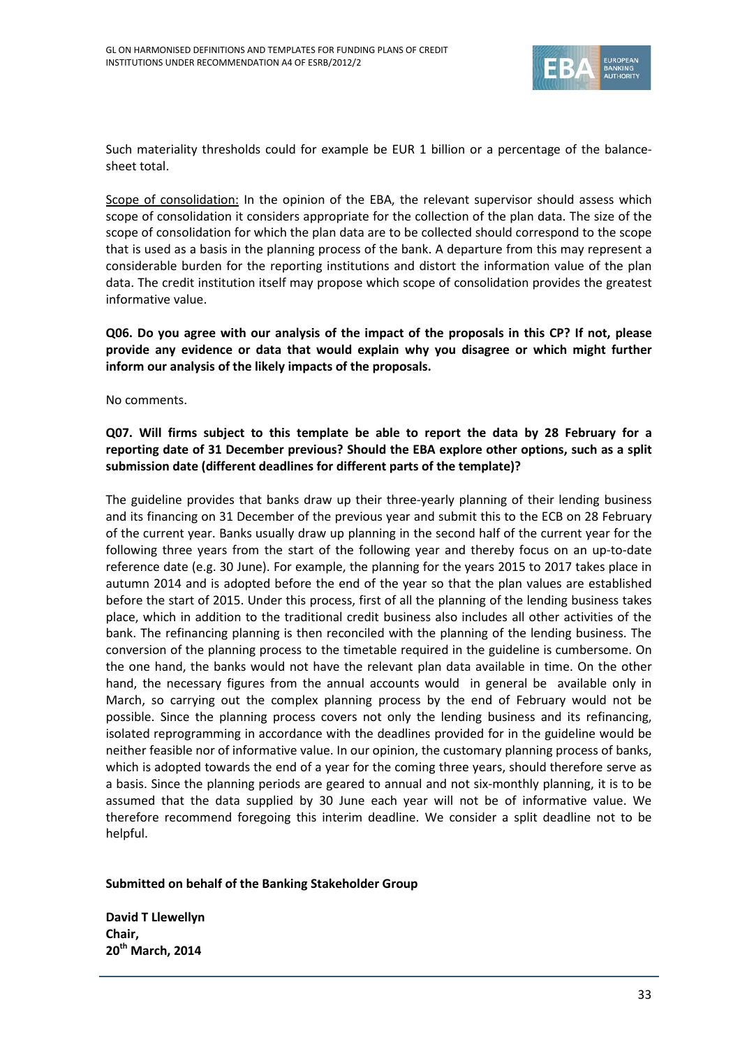Such materiality thresholds could for example be EUR 1 billion or a percentage of the balance-sheet total.

Scope of consolidation: In the opinion of the EBA, the relevant supervisor should assess which scope of consolidation it considers appropriate for the collection of the plan data. The size of the scope of consolidation for which the plan data are to be collected should correspond to the scope that is used as a basis in the planning process of the bank. A departure from this may represent a considerable burden for the reporting institutions and distort the information value of the plan data. The credit institution itself may propose which scope of consolidation provides the greatest informative value.

**Q06. Do you agree with our analysis of the impact of the proposals in this CP? If not, please provide any evidence or data that would explain why you disagree or which might further inform our analysis of the likely impacts of the proposals.**

No comments.

**Q07. Will firms subject to this template be able to report the data by 28 February for a reporting date of 31 December previous? Should the EBA explore other options, such as a split submission date (different deadlines for different parts of the template)?**

The guideline provides that banks draw up their three-yearly planning of their lending business and its financing on 31 December of the previous year and submit this to the ECB on 28 February of the current year. Banks usually draw up planning in the second half of the current year for the following three years from the start of the following year and thereby focus on an up-to-date reference date (e.g. 30 June). For example, the planning for the years 2015 to 2017 takes place in autumn 2014 and is adopted before the end of the year so that the plan values are established before the start of 2015. Under this process, first of all the planning of the lending business takes place, which in addition to the traditional credit business also includes all other activities of the bank. The refinancing planning is then reconciled with the planning of the lending business. The conversion of the planning process to the timetable required in the guideline is cumbersome. On the one hand, the banks would not have the relevant plan data available in time. On the other hand, the necessary figures from the annual accounts would in general be available only in March, so carrying out the complex planning process by the end of February would not be possible. Since the planning process covers not only the lending business and its refinancing, isolated reprogramming in accordance with the deadlines provided for in the guideline would be neither feasible nor of informative value. In our opinion, the customary planning process of banks, which is adopted towards the end of a year for the coming three years, should therefore serve as a basis. Since the planning periods are geared to annual and not six-monthly planning, it is to be assumed that the data supplied by 30 June each year will not be of informative value. We therefore recommend foregoing this interim deadline. We consider a split deadline not to be helpful.

**Submitted on behalf of the Banking Stakeholder Group**

**David T Llewellyn**
**Chair,**
**20th March, 2014**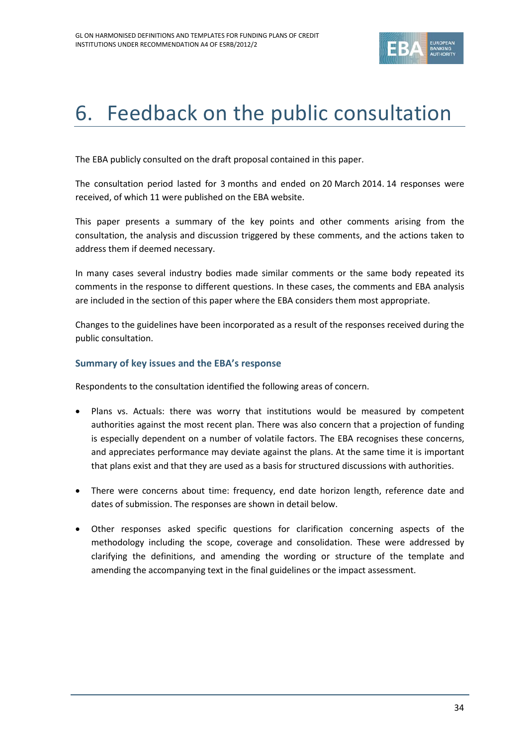# 6. Feedback on the public consultation

The EBA publicly consulted on the draft proposal contained in this paper.

The consultation period lasted for 3 months and ended on 20 March 2014. 14 responses were received, of which 11 were published on the EBA website.

This paper presents a summary of the key points and other comments arising from the consultation, the analysis and discussion triggered by these comments, and the actions taken to address them if deemed necessary.

In many cases several industry bodies made similar comments or the same body repeated its comments in the response to different questions. In these cases, the comments and EBA analysis are included in the section of this paper where the EBA considers them most appropriate.

Changes to the guidelines have been incorporated as a result of the responses received during the public consultation.

### Summary of key issues and the EBA's response

Respondents to the consultation identified the following areas of concern.

- Plans vs. Actuals: there was worry that institutions would be measured by competent authorities against the most recent plan. There was also concern that a projection of funding is especially dependent on a number of volatile factors. The EBA recognises these concerns, and appreciates performance may deviate against the plans. At the same time it is important that plans exist and that they are used as a basis for structured discussions with authorities.
- There were concerns about time: frequency, end date horizon length, reference date and dates of submission. The responses are shown in detail below.
- Other responses asked specific questions for clarification concerning aspects of the methodology including the scope, coverage and consolidation. These were addressed by clarifying the definitions, and amending the wording or structure of the template and amending the accompanying text in the final guidelines or the impact assessment.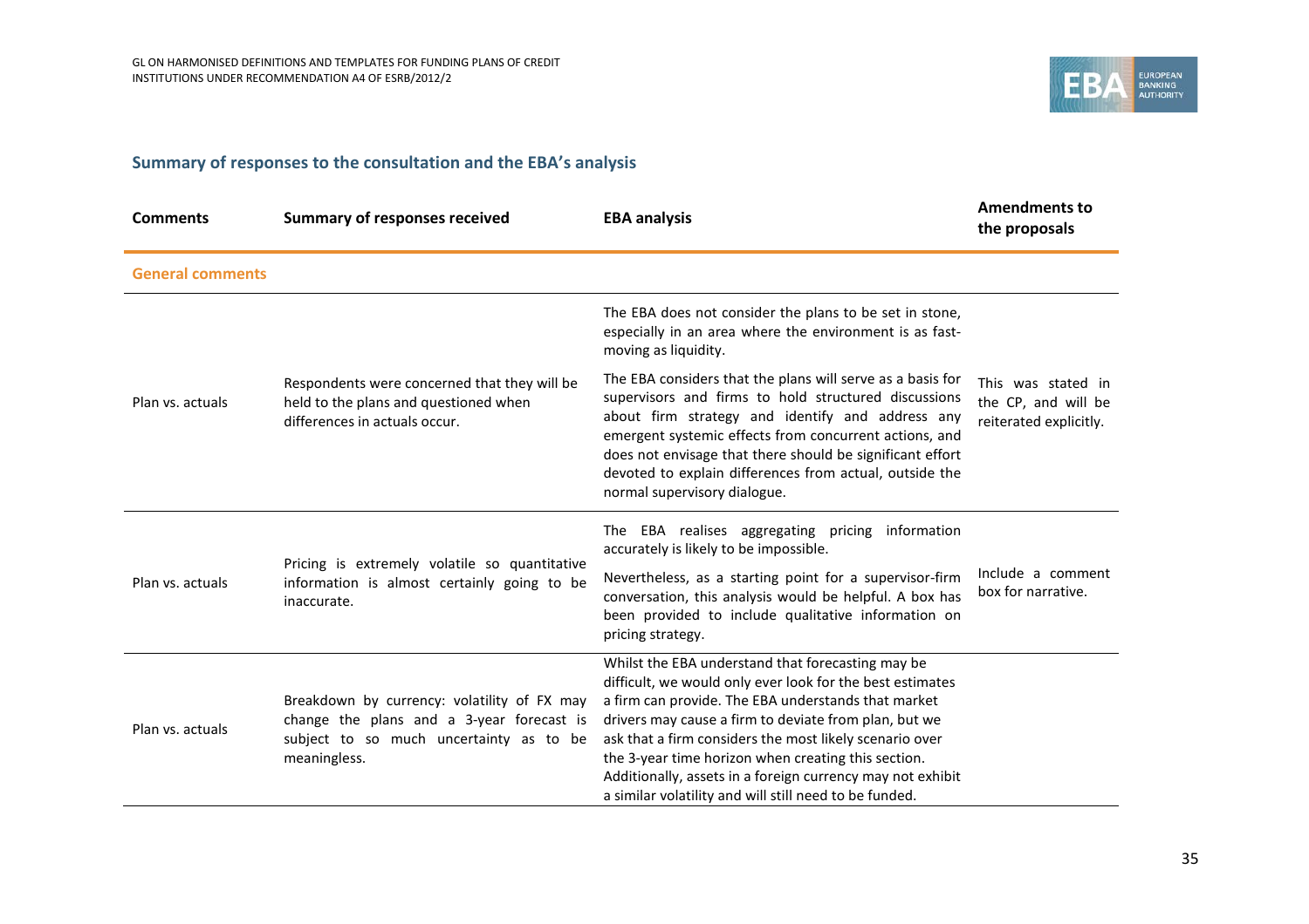## Summary of responses to the consultation and the EBA's analysis

| Comments | Summary of responses received | EBA analysis | Amendments to the proposals |
|---|---|---|---|
| **General comments** | | | |
| Plan vs. actuals | Respondents were concerned that they will be held to the plans and questioned when differences in actuals occur. | The EBA does not consider the plans to be set in stone, especially in an area where the environment is as fast-moving as liquidity.<br><br>The EBA considers that the plans will serve as a basis for supervisors and firms to hold structured discussions about firm strategy and identify and address any emergent systemic effects from concurrent actions, and does not envisage that there should be significant effort devoted to explain differences from actual, outside the normal supervisory dialogue. | This was stated in the CP, and will be reiterated explicitly. |
| Plan vs. actuals | Pricing is extremely volatile so quantitative information is almost certainly going to be inaccurate. | The EBA realises aggregating pricing information accurately is likely to be impossible.<br><br>Nevertheless, as a starting point for a supervisor-firm conversation, this analysis would be helpful. A box has been provided to include qualitative information on pricing strategy. | Include a comment box for narrative. |
| Plan vs. actuals | Breakdown by currency: volatility of FX may change the plans and a 3-year forecast is subject to so much uncertainty as to be meaningless. | Whilst the EBA understand that forecasting may be difficult, we would only ever look for the best estimates a firm can provide. The EBA understands that market drivers may cause a firm to deviate from plan, but we ask that a firm considers the most likely scenario over the 3-year time horizon when creating this section. Additionally, assets in a foreign currency may not exhibit a similar volatility and will still need to be funded. | |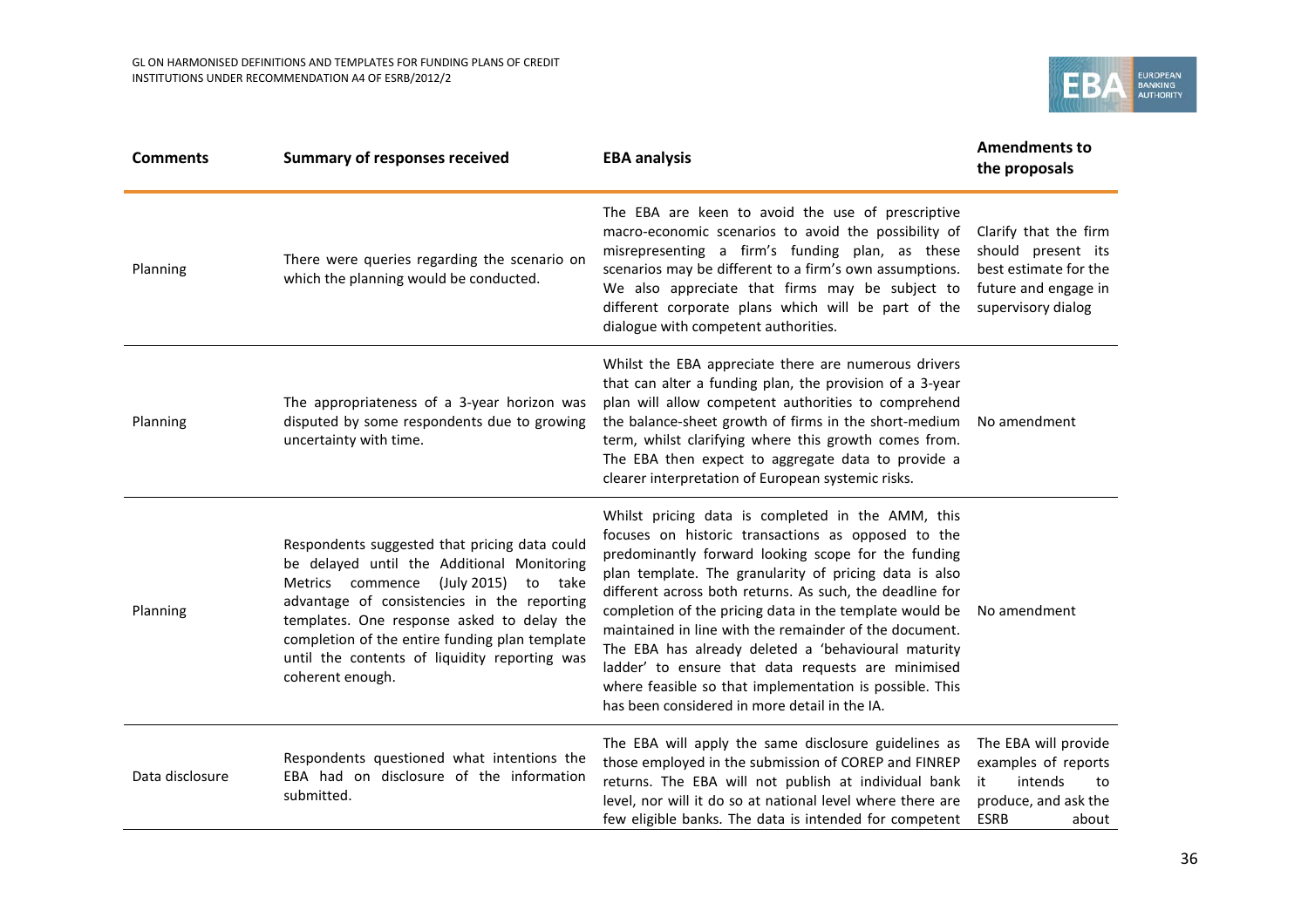| Comments | Summary of responses received | EBA analysis | Amendments to the proposals |
|---|---|---|---|
| Planning | There were queries regarding the scenario on which the planning would be conducted. | The EBA are keen to avoid the use of prescriptive macro-economic scenarios to avoid the possibility of misrepresenting a firm's funding plan, as these scenarios may be different to a firm's own assumptions. We also appreciate that firms may be subject to different corporate plans which will be part of the dialogue with competent authorities. | Clarify that the firm should present its best estimate for the future and engage in supervisory dialog |
| Planning | The appropriateness of a 3-year horizon was disputed by some respondents due to growing uncertainty with time. | Whilst the EBA appreciate there are numerous drivers that can alter a funding plan, the provision of a 3-year plan will allow competent authorities to comprehend the balance-sheet growth of firms in the short-medium term, whilst clarifying where this growth comes from. The EBA then expect to aggregate data to provide a clearer interpretation of European systemic risks. | No amendment |
| Planning | Respondents suggested that pricing data could be delayed until the Additional Monitoring Metrics commence (July 2015) to take advantage of consistencies in the reporting templates. One response asked to delay the completion of the entire funding plan template until the contents of liquidity reporting was coherent enough. | Whilst pricing data is completed in the AMM, this focuses on historic transactions as opposed to the predominantly forward looking scope for the funding plan template. The granularity of pricing data is also different across both returns. As such, the deadline for completion of the pricing data in the template would be maintained in line with the remainder of the document. The EBA has already deleted a 'behavioural maturity ladder' to ensure that data requests are minimised where feasible so that implementation is possible. This has been considered in more detail in the IA. | No amendment |
| Data disclosure | Respondents questioned what intentions the EBA had on disclosure of the information submitted. | The EBA will apply the same disclosure guidelines as those employed in the submission of COREP and FINREP returns. The EBA will not publish at individual bank level, nor will it do so at national level where there are few eligible banks. The data is intended for competent | The EBA will provide examples of reports it intends to produce, and ask the ESRB about |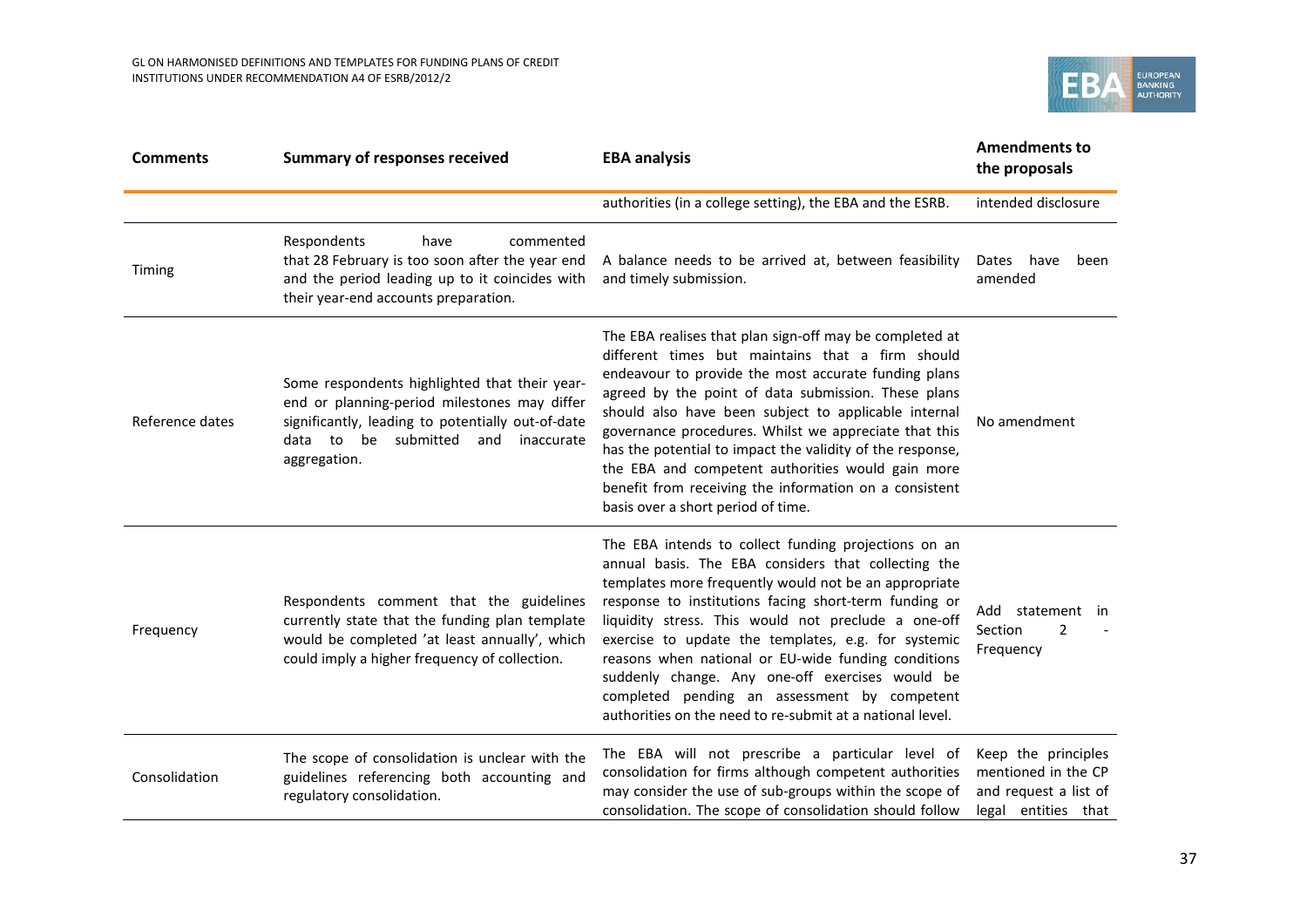| Comments | Summary of responses received | EBA analysis | Amendments to the proposals |
|---|---|---|---|
| | | authorities (in a college setting), the EBA and the ESRB. | intended disclosure |
| Timing | Respondents have commented that 28 February is too soon after the year end and the period leading up to it coincides with their year-end accounts preparation. | A balance needs to be arrived at, between feasibility and timely submission. | Dates have been amended |
| Reference dates | Some respondents highlighted that their year-end or planning-period milestones may differ significantly, leading to potentially out-of-date data to be submitted and inaccurate aggregation. | The EBA realises that plan sign-off may be completed at different times but maintains that a firm should endeavour to provide the most accurate funding plans agreed by the point of data submission. These plans should also have been subject to applicable internal governance procedures. Whilst we appreciate that this has the potential to impact the validity of the response, the EBA and competent authorities would gain more benefit from receiving the information on a consistent basis over a short period of time. | No amendment |
| Frequency | Respondents comment that the guidelines currently state that the funding plan template would be completed 'at least annually', which could imply a higher frequency of collection. | The EBA intends to collect funding projections on an annual basis. The EBA considers that collecting the templates more frequently would not be an appropriate response to institutions facing short-term funding or liquidity stress. This would not preclude a one-off exercise to update the templates, e.g. for systemic reasons when national or EU-wide funding conditions suddenly change. Any one-off exercises would be completed pending an assessment by competent authorities on the need to re-submit at a national level. | Add statement in Section 2 - Frequency |
| Consolidation | The scope of consolidation is unclear with the guidelines referencing both accounting and regulatory consolidation. | The EBA will not prescribe a particular level of consolidation for firms although competent authorities may consider the use of sub-groups within the scope of consolidation. The scope of consolidation should follow | Keep the principles mentioned in the CP and request a list of legal entities that |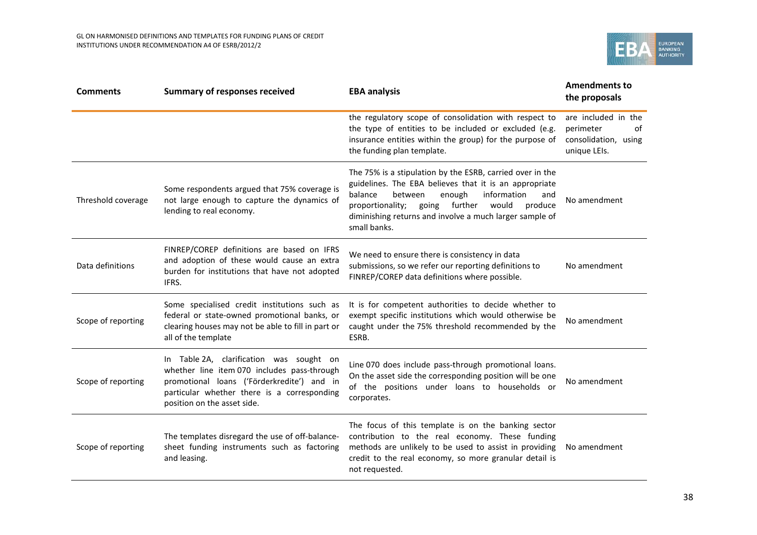| Comments | Summary of responses received | EBA analysis | Amendments to the proposals |
|---|---|---|---|
| | | the regulatory scope of consolidation with respect to the type of entities to be included or excluded (e.g. insurance entities within the group) for the purpose of the funding plan template. | are included in the perimeter of consolidation, using unique LEIs. |
| Threshold coverage | Some respondents argued that 75% coverage is not large enough to capture the dynamics of lending to real economy. | The 75% is a stipulation by the ESRB, carried over in the guidelines. The EBA believes that it is an appropriate balance between enough information and proportionality; going further would produce diminishing returns and involve a much larger sample of small banks. | No amendment |
| Data definitions | FINREP/COREP definitions are based on IFRS and adoption of these would cause an extra burden for institutions that have not adopted IFRS. | We need to ensure there is consistency in data submissions, so we refer our reporting definitions to FINREP/COREP data definitions where possible. | No amendment |
| Scope of reporting | Some specialised credit institutions such as federal or state-owned promotional banks, or clearing houses may not be able to fill in part or all of the template | It is for competent authorities to decide whether to exempt specific institutions which would otherwise be caught under the 75% threshold recommended by the ESRB. | No amendment |
| Scope of reporting | In Table 2A, clarification was sought on whether line item 070 includes pass-through promotional loans ('Förderkredite') and in particular whether there is a corresponding position on the asset side. | Line 070 does include pass-through promotional loans. On the asset side the corresponding position will be one of the positions under loans to households or corporates. | No amendment |
| Scope of reporting | The templates disregard the use of off-balance-sheet funding instruments such as factoring and leasing. | The focus of this template is on the banking sector contribution to the real economy. These funding methods are unlikely to be used to assist in providing credit to the real economy, so more granular detail is not requested. | No amendment |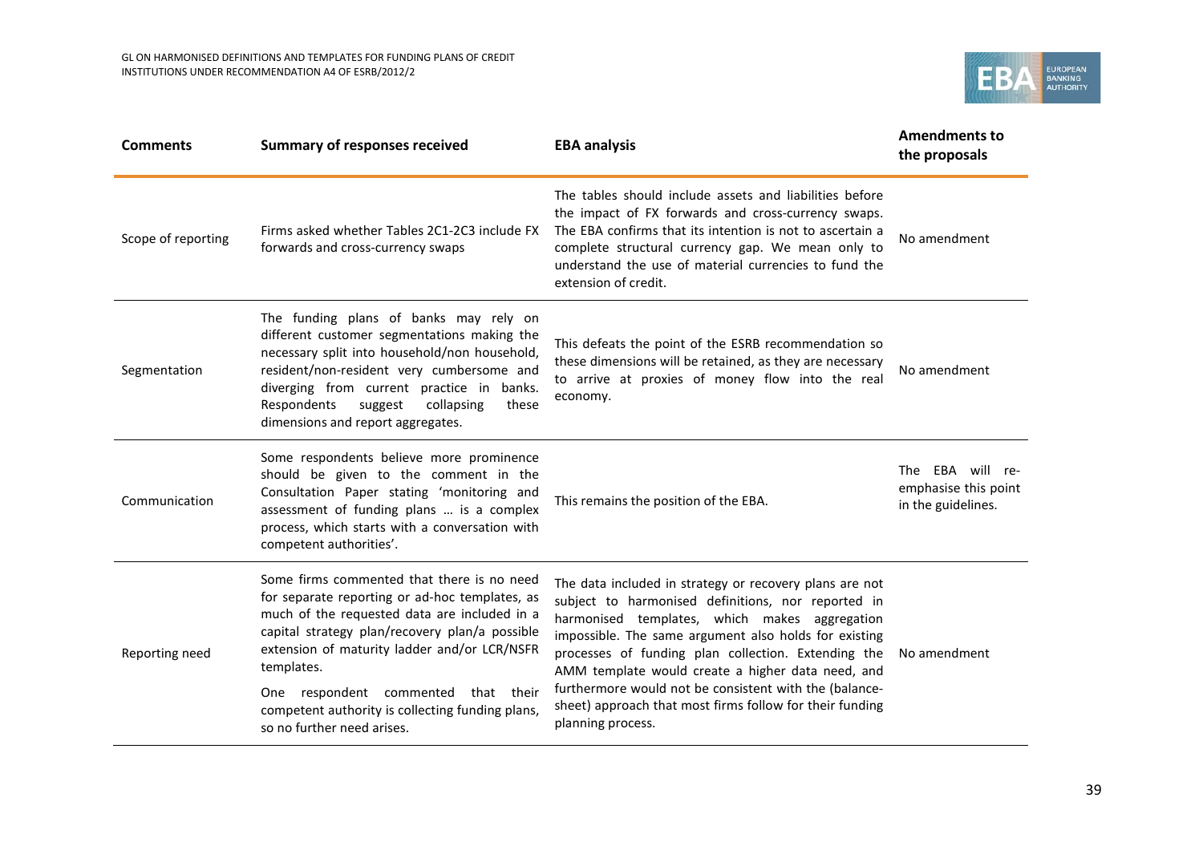| Comments | Summary of responses received | EBA analysis | Amendments to the proposals |
|---|---|---|---|
| Scope of reporting | Firms asked whether Tables 2C1-2C3 include FX forwards and cross-currency swaps | The tables should include assets and liabilities before the impact of FX forwards and cross-currency swaps. The EBA confirms that its intention is not to ascertain a complete structural currency gap. We mean only to understand the use of material currencies to fund the extension of credit. | No amendment |
| Segmentation | The funding plans of banks may rely on different customer segmentations making the necessary split into household/non household, resident/non-resident very cumbersome and diverging from current practice in banks. Respondents suggest collapsing these dimensions and report aggregates. | This defeats the point of the ESRB recommendation so these dimensions will be retained, as they are necessary to arrive at proxies of money flow into the real economy. | No amendment |
| Communication | Some respondents believe more prominence should be given to the comment in the Consultation Paper stating 'monitoring and assessment of funding plans … is a complex process, which starts with a conversation with competent authorities'. | This remains the position of the EBA. | The EBA will re-emphasise this point in the guidelines. |
| Reporting need | Some firms commented that there is no need for separate reporting or ad-hoc templates, as much of the requested data are included in a capital strategy plan/recovery plan/a possible extension of maturity ladder and/or LCR/NSFR templates.<br><br>One respondent commented that their competent authority is collecting funding plans, so no further need arises. | The data included in strategy or recovery plans are not subject to harmonised definitions, nor reported in harmonised templates, which makes aggregation impossible. The same argument also holds for existing processes of funding plan collection. Extending the AMM template would create a higher data need, and furthermore would not be consistent with the (balance-sheet) approach that most firms follow for their funding planning process. | No amendment |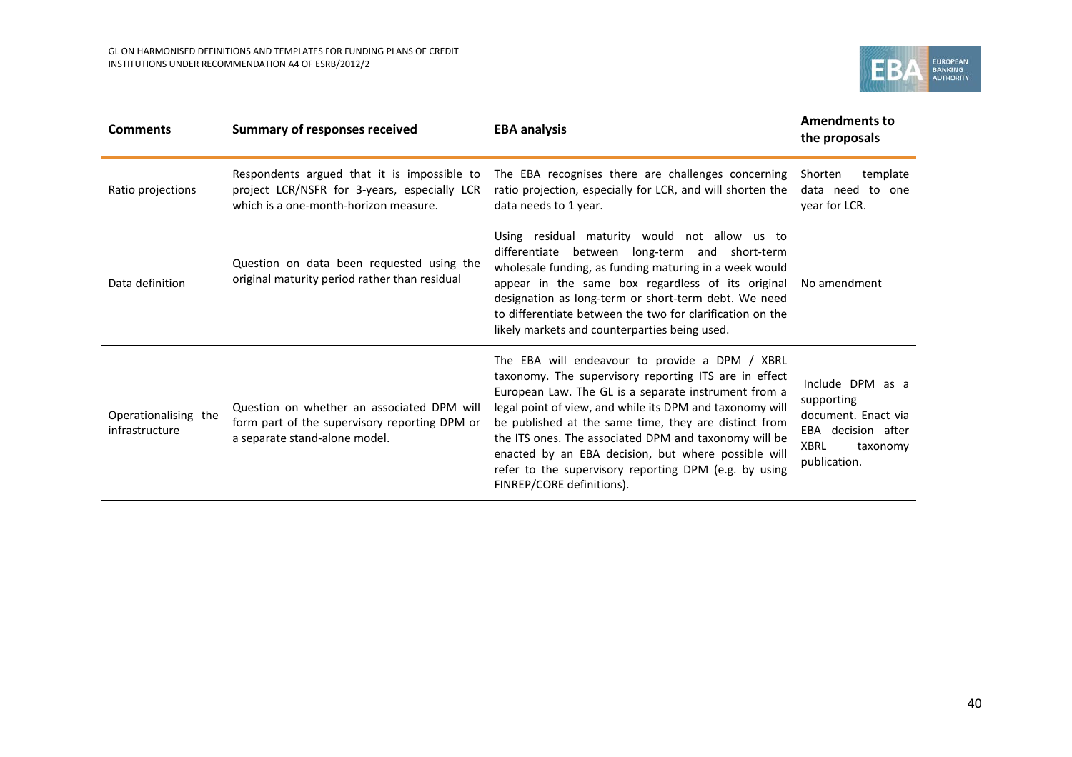| Comments | Summary of responses received | EBA analysis | Amendments to the proposals |
|---|---|---|---|
| Ratio projections | Respondents argued that it is impossible to project LCR/NSFR for 3-years, especially LCR which is a one-month-horizon measure. | The EBA recognises there are challenges concerning ratio projection, especially for LCR, and will shorten the data needs to 1 year. | Shorten template data need to one year for LCR. |
| Data definition | Question on data been requested using the original maturity period rather than residual | Using residual maturity would not allow us to differentiate between long-term and short-term wholesale funding, as funding maturing in a week would appear in the same box regardless of its original designation as long-term or short-term debt. We need to differentiate between the two for clarification on the likely markets and counterparties being used. | No amendment |
| Operationalising the infrastructure | Question on whether an associated DPM will form part of the supervisory reporting DPM or a separate stand-alone model. | The EBA will endeavour to provide a DPM / XBRL taxonomy. The supervisory reporting ITS are in effect European Law. The GL is a separate instrument from a legal point of view, and while its DPM and taxonomy will be published at the same time, they are distinct from the ITS ones. The associated DPM and taxonomy will be enacted by an EBA decision, but where possible will refer to the supervisory reporting DPM (e.g. by using FINREP/CORE definitions). | Include DPM as a supporting document. Enact via EBA decision after XBRL taxonomy publication. |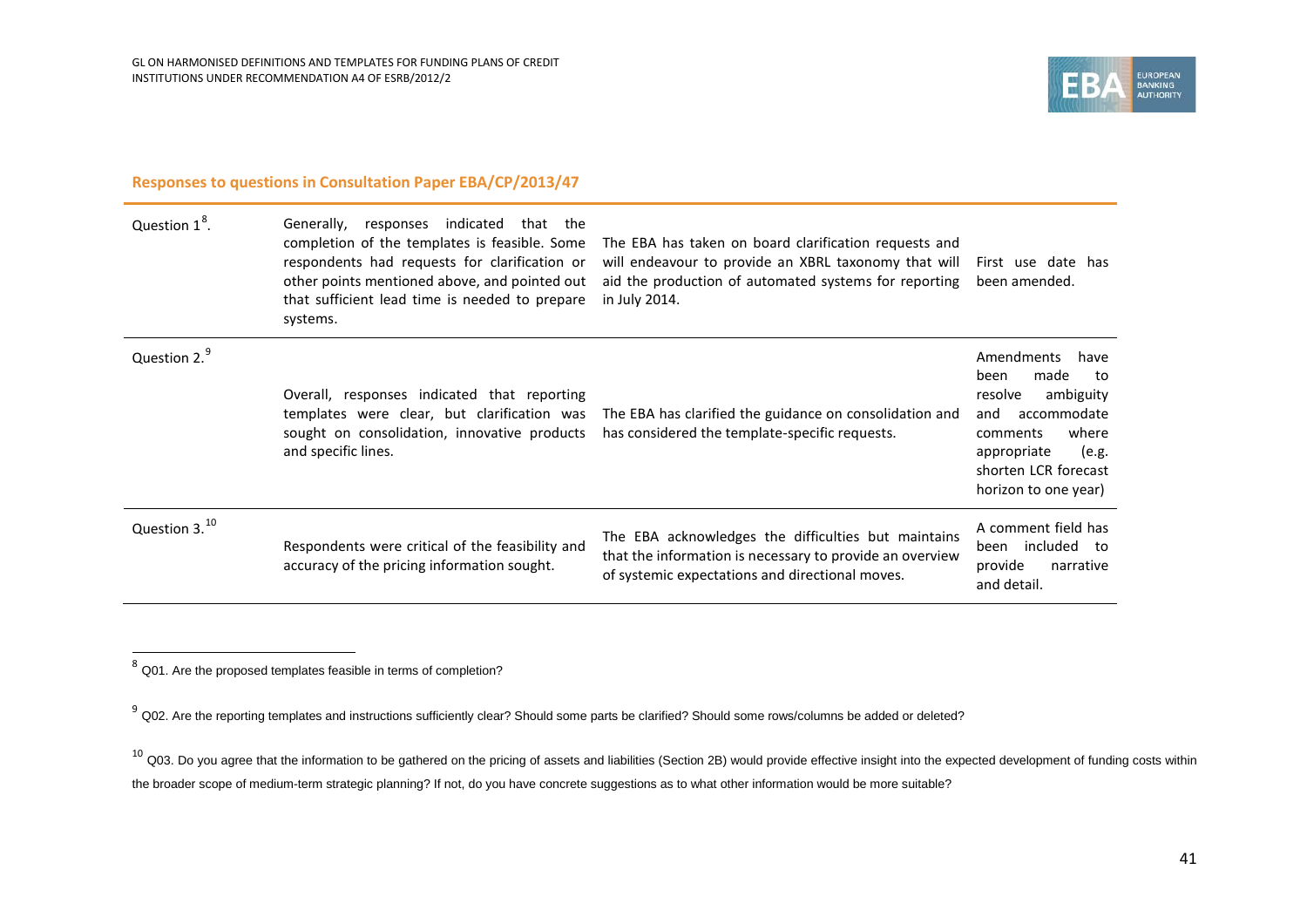## Responses to questions in Consultation Paper EBA/CP/2013/47

| | | | |
|---|---|---|---|
| Question 1[8]. | Generally, responses indicated that the completion of the templates is feasible. Some respondents had requests for clarification or other points mentioned above, and pointed out that sufficient lead time is needed to prepare systems. | The EBA has taken on board clarification requests and will endeavour to provide an XBRL taxonomy that will aid the production of automated systems for reporting in July 2014. | First use date has been amended. |
| Question 2.[9] | Overall, responses indicated that reporting templates were clear, but clarification was sought on consolidation, innovative products and specific lines. | The EBA has clarified the guidance on consolidation and has considered the template-specific requests. | Amendments have been made to resolve ambiguity and accommodate comments where appropriate (e.g. shorten LCR forecast horizon to one year) |
| Question 3.[10] | Respondents were critical of the feasibility and accuracy of the pricing information sought. | The EBA acknowledges the difficulties but maintains that the information is necessary to provide an overview of systemic expectations and directional moves. | A comment field has been included to provide narrative and detail. |

[8] Q01. Are the proposed templates feasible in terms of completion?

[9] Q02. Are the reporting templates and instructions sufficiently clear? Should some parts be clarified? Should some rows/columns be added or deleted?

[10] Q03. Do you agree that the information to be gathered on the pricing of assets and liabilities (Section 2B) would provide effective insight into the expected development of funding costs within the broader scope of medium-term strategic planning? If not, do you have concrete suggestions as to what other information would be more suitable?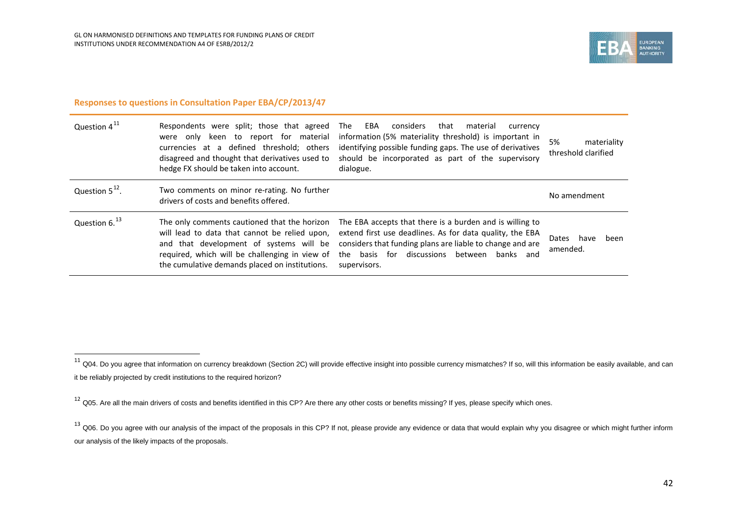**Responses to questions in Consultation Paper EBA/CP/2013/47**

| | | | |
|---|---|---|---|
| Question 4[11] | Respondents were split; those that agreed were only keen to report for material currencies at a defined threshold; others disagreed and thought that derivatives used to hedge FX should be taken into account. | The EBA considers that material currency information (5% materiality threshold) is important in identifying possible funding gaps. The use of derivatives should be incorporated as part of the supervisory dialogue. | 5% materiality threshold clarified |
| Question 5[12]. | Two comments on minor re-rating. No further drivers of costs and benefits offered. | | No amendment |
| Question 6.[13] | The only comments cautioned that the horizon will lead to data that cannot be relied upon, and that development of systems will be required, which will be challenging in view of the cumulative demands placed on institutions. | The EBA accepts that there is a burden and is willing to extend first use deadlines. As for data quality, the EBA considers that funding plans are liable to change and are the basis for discussions between banks and supervisors. | Dates have been amended. |

[11] Q04. Do you agree that information on currency breakdown (Section 2C) will provide effective insight into possible currency mismatches? If so, will this information be easily available, and can it be reliably projected by credit institutions to the required horizon?

[12] Q05. Are all the main drivers of costs and benefits identified in this CP? Are there any other costs or benefits missing? If yes, please specify which ones.

[13] Q06. Do you agree with our analysis of the impact of the proposals in this CP? If not, please provide any evidence or data that would explain why you disagree or which might further inform our analysis of the likely impacts of the proposals.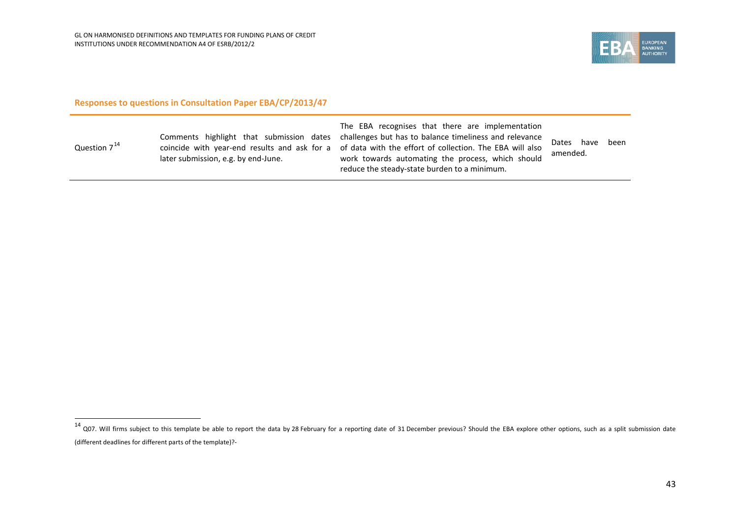## Responses to questions in Consultation Paper EBA/CP/2013/47

| | | | |
|---|---|---|---|
| Question 7[14] | Comments highlight that submission dates coincide with year-end results and ask for a later submission, e.g. by end-June. | The EBA recognises that there are implementation challenges but has to balance timeliness and relevance of data with the effort of collection. The EBA will also work towards automating the process, which should reduce the steady-state burden to a minimum. | Dates have been amended. |

[14] Q07. Will firms subject to this template be able to report the data by 28 February for a reporting date of 31 December previous? Should the EBA explore other options, such as a split submission date (different deadlines for different parts of the template)?-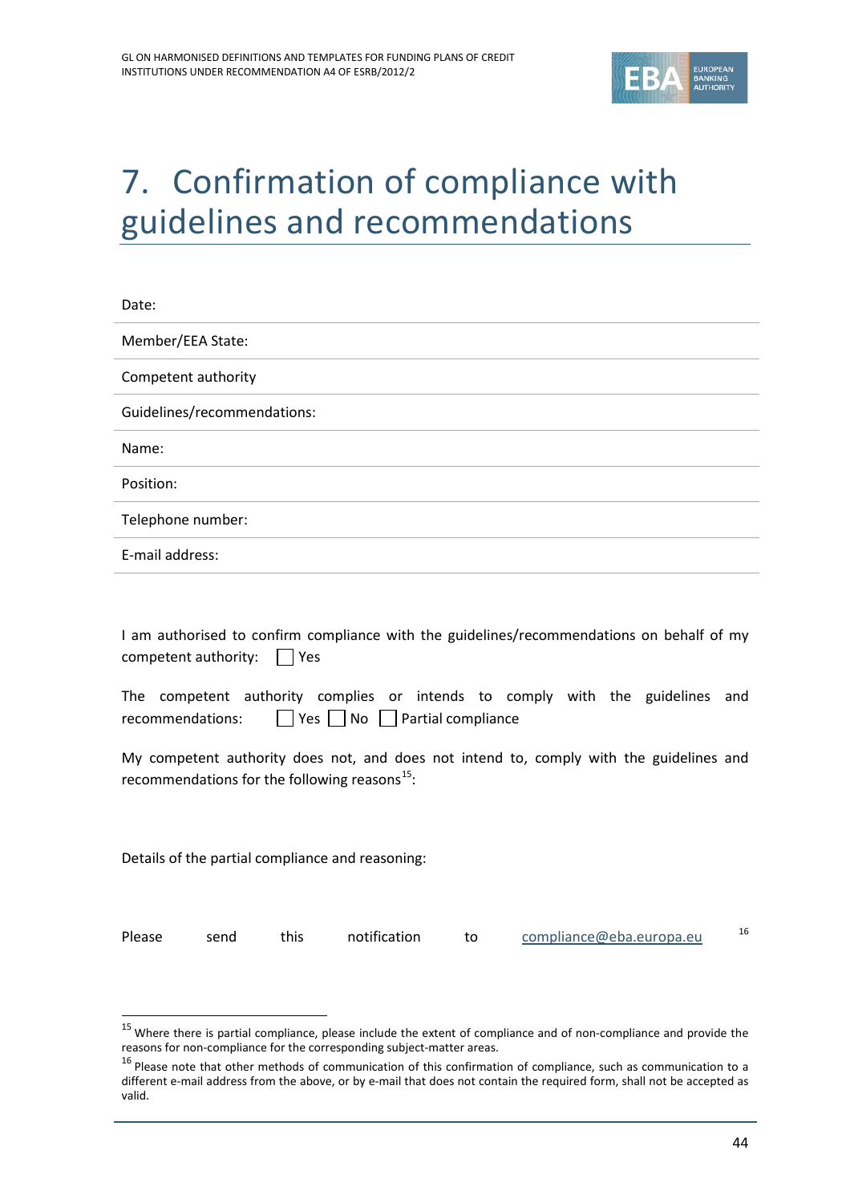# 7. Confirmation of compliance with guidelines and recommendations

| | |
|---|---|
| Date: | |
| Member/EEA State: | |
| Competent authority | |
| Guidelines/recommendations: | |
| Name: | |
| Position: | |
| Telephone number: | |
| E-mail address: | |

I am authorised to confirm compliance with the guidelines/recommendations on behalf of my competent authority: ☐ Yes

The competent authority complies or intends to comply with the guidelines and recommendations: ☐ Yes ☐ No ☐ Partial compliance

My competent authority does not, and does not intend to, comply with the guidelines and recommendations for the following reasons[15]:

Details of the partial compliance and reasoning:

Please send this notification to compliance@eba.europa.eu [16]

[15] Where there is partial compliance, please include the extent of compliance and of non-compliance and provide the reasons for non-compliance for the corresponding subject-matter areas.

[16] Please note that other methods of communication of this confirmation of compliance, such as communication to a different e-mail address from the above, or by e-mail that does not contain the required form, shall not be accepted as valid.